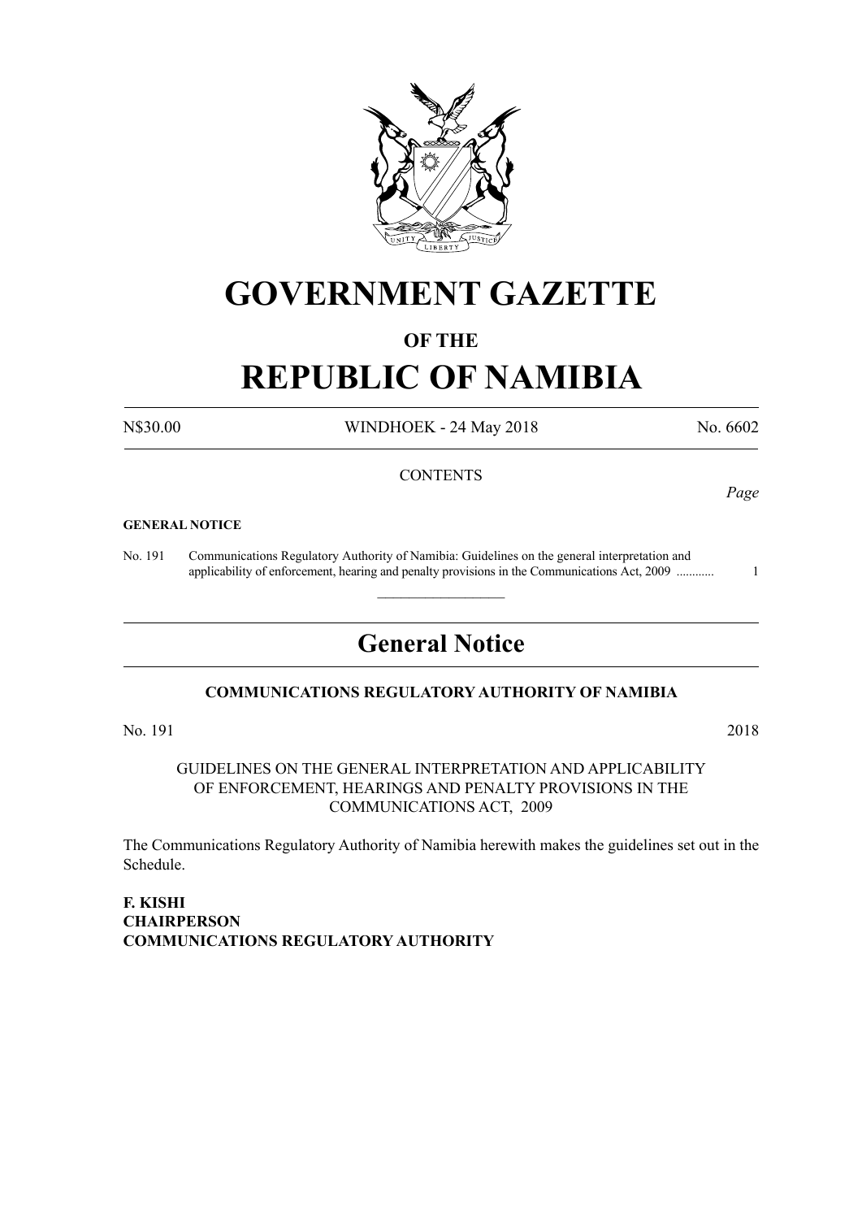# GOVERNMENT GAZETTE

## OF THE

# REPUBLIC OF NAMIBIA

N$30.00 WINDHOEK - 24 May 2018 No. 6602

CONTENTS

*Page*

**GENERAL NOTICE**

No. 191 Communications Regulatory Authority of Namibia: Guidelines on the general interpretation and applicability of enforcement, hearing and penalty provisions in the Communications Act, 2009 ........... 1

---

## General Notice

**COMMUNICATIONS REGULATORY AUTHORITY OF NAMIBIA**

No. 191 2018

GUIDELINES ON THE GENERAL INTERPRETATION AND APPLICABILITY OF ENFORCEMENT, HEARINGS AND PENALTY PROVISIONS IN THE COMMUNICATIONS ACT, 2009

The Communications Regulatory Authority of Namibia herewith makes the guidelines set out in the Schedule.

**F. KISHI**
**CHAIRPERSON**
**COMMUNICATIONS REGULATORY AUTHORITY**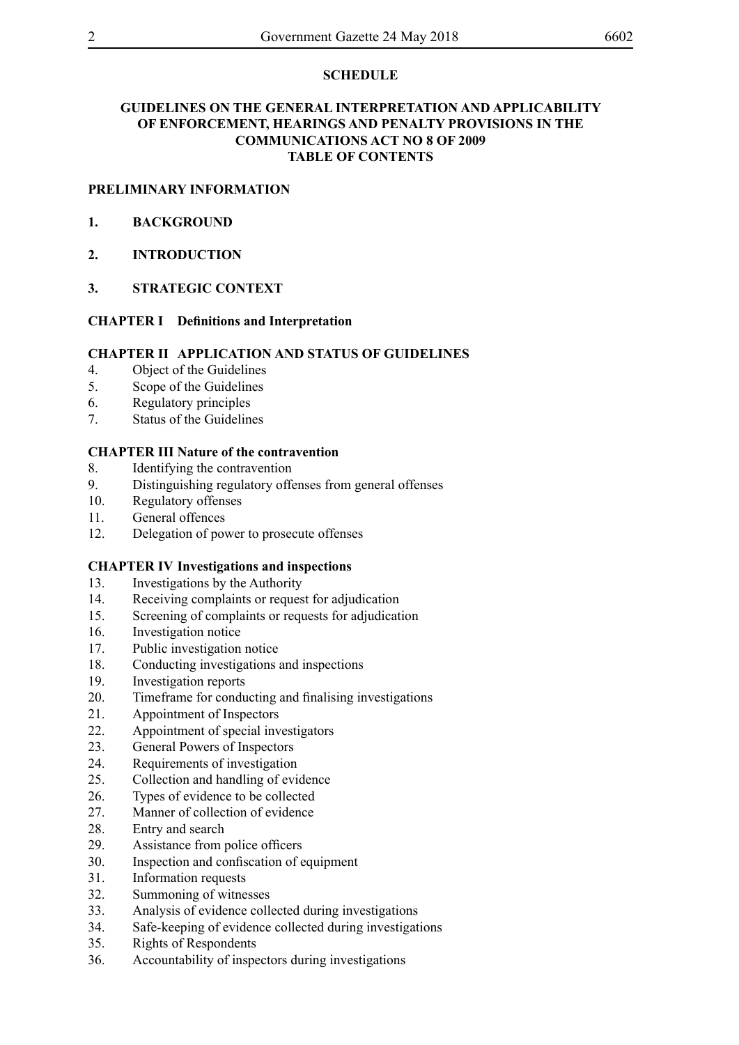**SCHEDULE**

**GUIDELINES ON THE GENERAL INTERPRETATION AND APPLICABILITY OF ENFORCEMENT, HEARINGS AND PENALTY PROVISIONS IN THE COMMUNICATIONS ACT NO 8 OF 2009**
**TABLE OF CONTENTS**

**PRELIMINARY INFORMATION**

**1. BACKGROUND**

**2. INTRODUCTION**

**3. STRATEGIC CONTEXT**

**CHAPTER I Definitions and Interpretation**

**CHAPTER II APPLICATION AND STATUS OF GUIDELINES**

4. Object of the Guidelines
5. Scope of the Guidelines
6. Regulatory principles
7. Status of the Guidelines

**CHAPTER III Nature of the contravention**

8. Identifying the contravention
9. Distinguishing regulatory offenses from general offenses
10. Regulatory offenses
11. General offences
12. Delegation of power to prosecute offenses

**CHAPTER IV Investigations and inspections**

13. Investigations by the Authority
14. Receiving complaints or request for adjudication
15. Screening of complaints or requests for adjudication
16. Investigation notice
17. Public investigation notice
18. Conducting investigations and inspections
19. Investigation reports
20. Timeframe for conducting and finalising investigations
21. Appointment of Inspectors
22. Appointment of special investigators
23. General Powers of Inspectors
24. Requirements of investigation
25. Collection and handling of evidence
26. Types of evidence to be collected
27. Manner of collection of evidence
28. Entry and search
29. Assistance from police officers
30. Inspection and confiscation of equipment
31. Information requests
32. Summoning of witnesses
33. Analysis of evidence collected during investigations
34. Safe-keeping of evidence collected during investigations
35. Rights of Respondents
36. Accountability of inspectors during investigations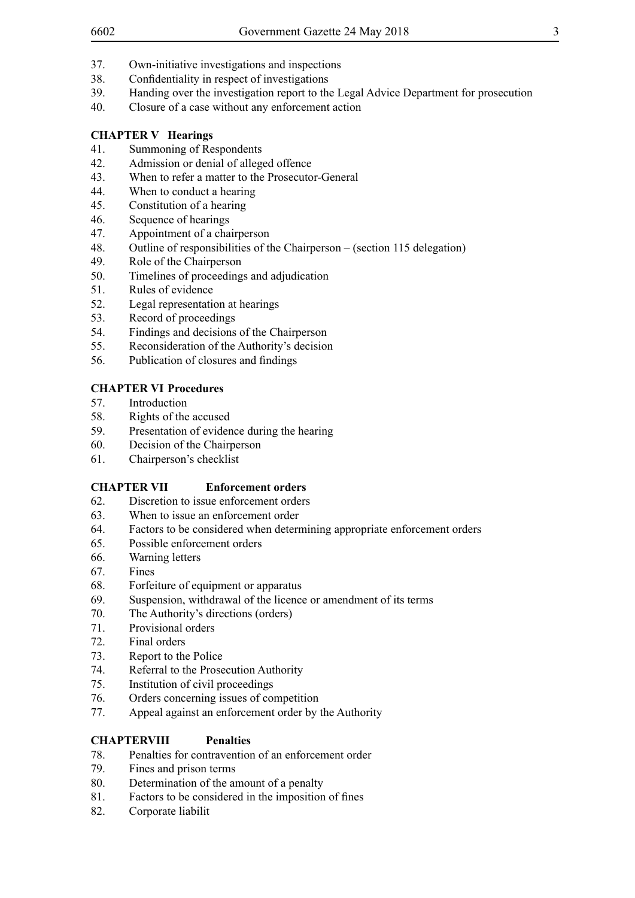37. Own-initiative investigations and inspections
38. Confidentiality in respect of investigations
39. Handing over the investigation report to the Legal Advice Department for prosecution
40. Closure of a case without any enforcement action

**CHAPTER V Hearings**

41. Summoning of Respondents
42. Admission or denial of alleged offence
43. When to refer a matter to the Prosecutor-General
44. When to conduct a hearing
45. Constitution of a hearing
46. Sequence of hearings
47. Appointment of a chairperson
48. Outline of responsibilities of the Chairperson – (section 115 delegation)
49. Role of the Chairperson
50. Timelines of proceedings and adjudication
51. Rules of evidence
52. Legal representation at hearings
53. Record of proceedings
54. Findings and decisions of the Chairperson
55. Reconsideration of the Authority's decision
56. Publication of closures and findings

**CHAPTER VI Procedures**

57. Introduction
58. Rights of the accused
59. Presentation of evidence during the hearing
60. Decision of the Chairperson
61. Chairperson's checklist

**CHAPTER VII Enforcement orders**

62. Discretion to issue enforcement orders
63. When to issue an enforcement order
64. Factors to be considered when determining appropriate enforcement orders
65. Possible enforcement orders
66. Warning letters
67. Fines
68. Forfeiture of equipment or apparatus
69. Suspension, withdrawal of the licence or amendment of its terms
70. The Authority's directions (orders)
71. Provisional orders
72. Final orders
73. Report to the Police
74. Referral to the Prosecution Authority
75. Institution of civil proceedings
76. Orders concerning issues of competition
77. Appeal against an enforcement order by the Authority

**CHAPTERVIII Penalties**

78. Penalties for contravention of an enforcement order
79. Fines and prison terms
80. Determination of the amount of a penalty
81. Factors to be considered in the imposition of fines
82. Corporate liabilit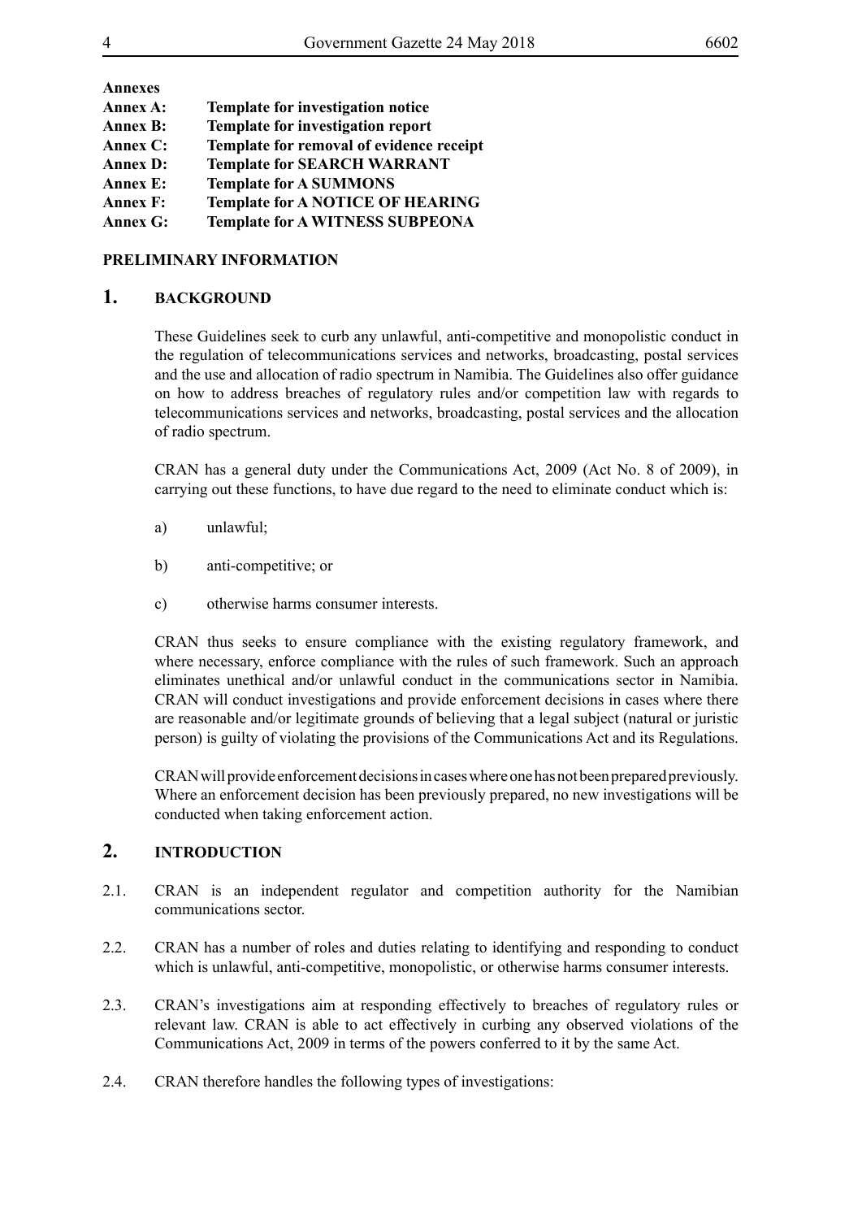**Annexes**

| | |
|---|---|
| **Annex A:** | **Template for investigation notice** |
| **Annex B:** | **Template for investigation report** |
| **Annex C:** | **Template for removal of evidence receipt** |
| **Annex D:** | **Template for SEARCH WARRANT** |
| **Annex E:** | **Template for A SUMMONS** |
| **Annex F:** | **Template for A NOTICE OF HEARING** |
| **Annex G:** | **Template for A WITNESS SUBPEONA** |

**PRELIMINARY INFORMATION**

## 1. BACKGROUND

These Guidelines seek to curb any unlawful, anti-competitive and monopolistic conduct in the regulation of telecommunications services and networks, broadcasting, postal services and the use and allocation of radio spectrum in Namibia. The Guidelines also offer guidance on how to address breaches of regulatory rules and/or competition law with regards to telecommunications services and networks, broadcasting, postal services and the allocation of radio spectrum.

CRAN has a general duty under the Communications Act, 2009 (Act No. 8 of 2009), in carrying out these functions, to have due regard to the need to eliminate conduct which is:

a) unlawful;

b) anti-competitive; or

c) otherwise harms consumer interests.

CRAN thus seeks to ensure compliance with the existing regulatory framework, and where necessary, enforce compliance with the rules of such framework. Such an approach eliminates unethical and/or unlawful conduct in the communications sector in Namibia. CRAN will conduct investigations and provide enforcement decisions in cases where there are reasonable and/or legitimate grounds of believing that a legal subject (natural or juristic person) is guilty of violating the provisions of the Communications Act and its Regulations.

CRAN will provide enforcement decisions in cases where one has not been prepared previously. Where an enforcement decision has been previously prepared, no new investigations will be conducted when taking enforcement action.

## 2. INTRODUCTION

2.1. CRAN is an independent regulator and competition authority for the Namibian communications sector.

2.2. CRAN has a number of roles and duties relating to identifying and responding to conduct which is unlawful, anti-competitive, monopolistic, or otherwise harms consumer interests.

2.3. CRAN's investigations aim at responding effectively to breaches of regulatory rules or relevant law. CRAN is able to act effectively in curbing any observed violations of the Communications Act, 2009 in terms of the powers conferred to it by the same Act.

2.4. CRAN therefore handles the following types of investigations: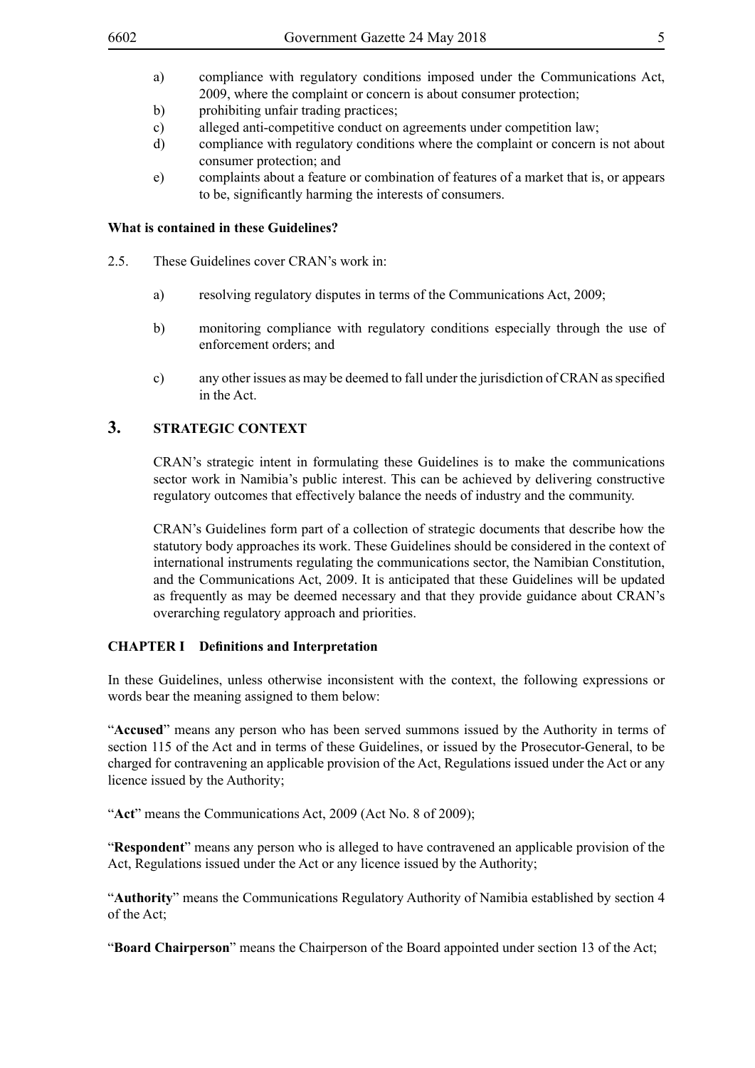a) compliance with regulatory conditions imposed under the Communications Act, 2009, where the complaint or concern is about consumer protection;
b) prohibiting unfair trading practices;
c) alleged anti-competitive conduct on agreements under competition law;
d) compliance with regulatory conditions where the complaint or concern is not about consumer protection; and
e) complaints about a feature or combination of features of a market that is, or appears to be, significantly harming the interests of consumers.

**What is contained in these Guidelines?**

2.5. These Guidelines cover CRAN's work in:

a) resolving regulatory disputes in terms of the Communications Act, 2009;

b) monitoring compliance with regulatory conditions especially through the use of enforcement orders; and

c) any other issues as may be deemed to fall under the jurisdiction of CRAN as specified in the Act.

## 3. STRATEGIC CONTEXT

CRAN's strategic intent in formulating these Guidelines is to make the communications sector work in Namibia's public interest. This can be achieved by delivering constructive regulatory outcomes that effectively balance the needs of industry and the community.

CRAN's Guidelines form part of a collection of strategic documents that describe how the statutory body approaches its work. These Guidelines should be considered in the context of international instruments regulating the communications sector, the Namibian Constitution, and the Communications Act, 2009. It is anticipated that these Guidelines will be updated as frequently as may be deemed necessary and that they provide guidance about CRAN's overarching regulatory approach and priorities.

## CHAPTER I Definitions and Interpretation

In these Guidelines, unless otherwise inconsistent with the context, the following expressions or words bear the meaning assigned to them below:

"**Accused**" means any person who has been served summons issued by the Authority in terms of section 115 of the Act and in terms of these Guidelines, or issued by the Prosecutor-General, to be charged for contravening an applicable provision of the Act, Regulations issued under the Act or any licence issued by the Authority;

"**Act**" means the Communications Act, 2009 (Act No. 8 of 2009);

"**Respondent**" means any person who is alleged to have contravened an applicable provision of the Act, Regulations issued under the Act or any licence issued by the Authority;

"**Authority**" means the Communications Regulatory Authority of Namibia established by section 4 of the Act;

"**Board Chairperson**" means the Chairperson of the Board appointed under section 13 of the Act;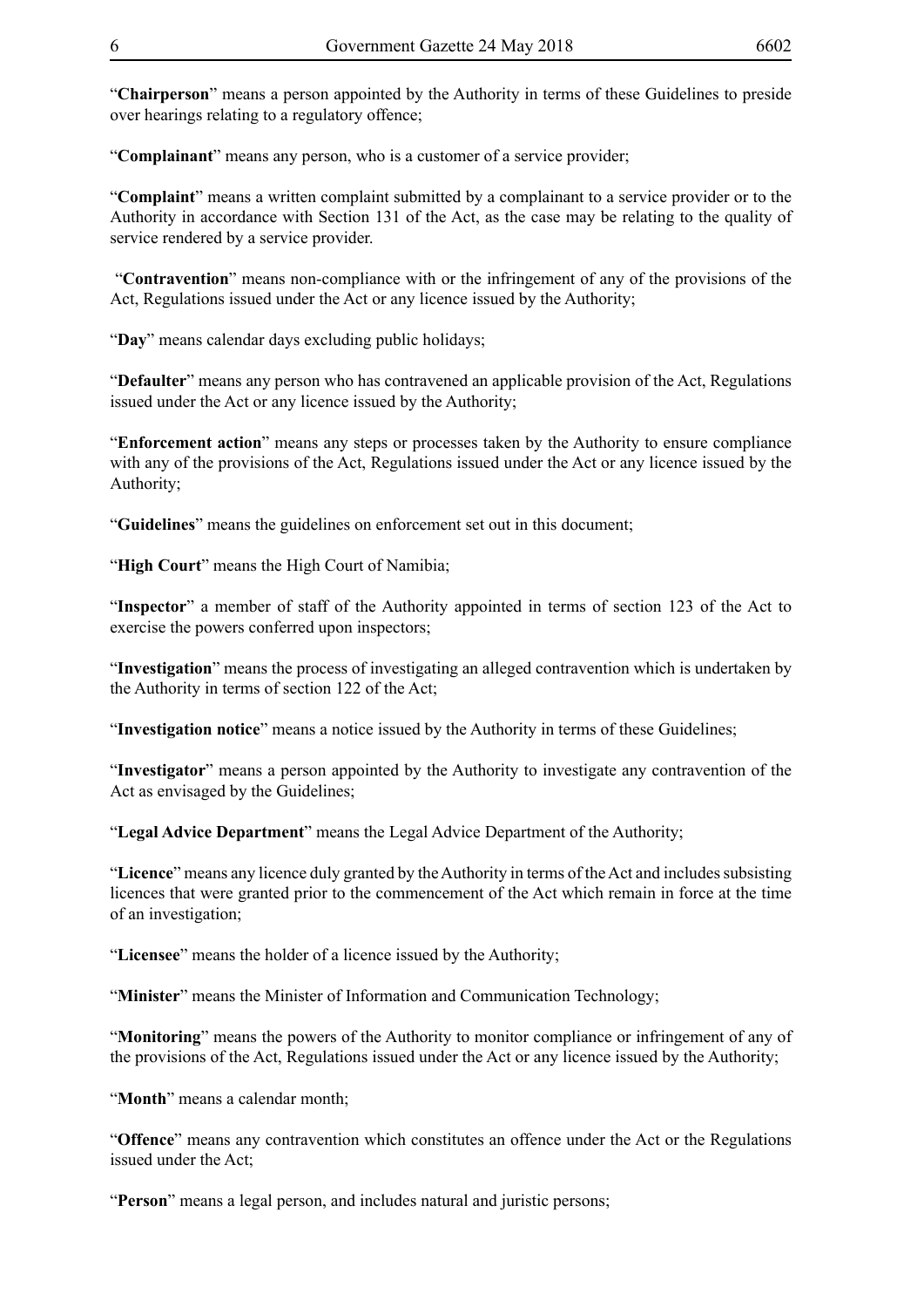"**Chairperson**" means a person appointed by the Authority in terms of these Guidelines to preside over hearings relating to a regulatory offence;

"**Complainant**" means any person, who is a customer of a service provider;

"**Complaint**" means a written complaint submitted by a complainant to a service provider or to the Authority in accordance with Section 131 of the Act, as the case may be relating to the quality of service rendered by a service provider.

"**Contravention**" means non-compliance with or the infringement of any of the provisions of the Act, Regulations issued under the Act or any licence issued by the Authority;

"**Day**" means calendar days excluding public holidays;

"**Defaulter**" means any person who has contravened an applicable provision of the Act, Regulations issued under the Act or any licence issued by the Authority;

"**Enforcement action**" means any steps or processes taken by the Authority to ensure compliance with any of the provisions of the Act, Regulations issued under the Act or any licence issued by the Authority;

"**Guidelines**" means the guidelines on enforcement set out in this document;

"**High Court**" means the High Court of Namibia;

"**Inspector**" a member of staff of the Authority appointed in terms of section 123 of the Act to exercise the powers conferred upon inspectors;

"**Investigation**" means the process of investigating an alleged contravention which is undertaken by the Authority in terms of section 122 of the Act;

"**Investigation notice**" means a notice issued by the Authority in terms of these Guidelines;

"**Investigator**" means a person appointed by the Authority to investigate any contravention of the Act as envisaged by the Guidelines;

"**Legal Advice Department**" means the Legal Advice Department of the Authority;

"**Licence**" means any licence duly granted by the Authority in terms of the Act and includes subsisting licences that were granted prior to the commencement of the Act which remain in force at the time of an investigation;

"**Licensee**" means the holder of a licence issued by the Authority;

"**Minister**" means the Minister of Information and Communication Technology;

"**Monitoring**" means the powers of the Authority to monitor compliance or infringement of any of the provisions of the Act, Regulations issued under the Act or any licence issued by the Authority;

"**Month**" means a calendar month;

"**Offence**" means any contravention which constitutes an offence under the Act or the Regulations issued under the Act;

"**Person**" means a legal person, and includes natural and juristic persons;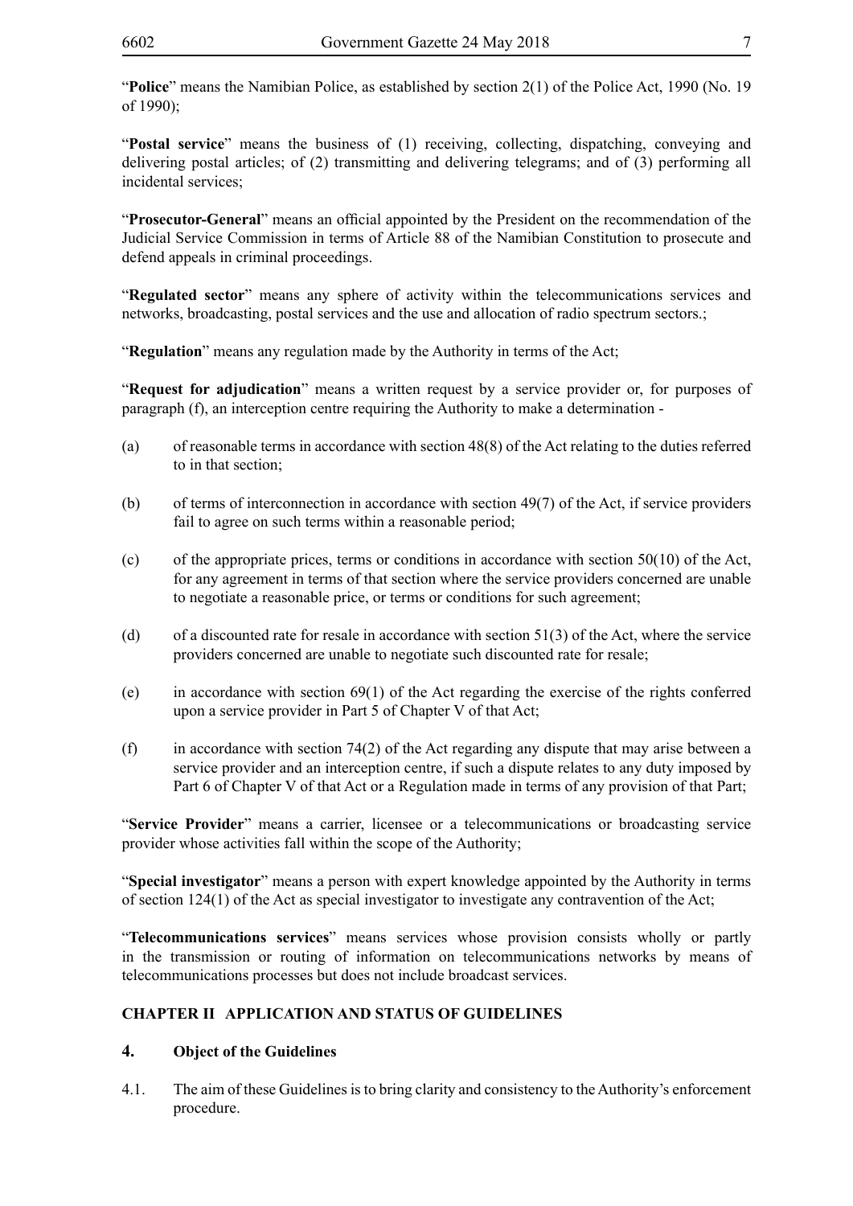"**Police**" means the Namibian Police, as established by section 2(1) of the Police Act, 1990 (No. 19 of 1990);

"**Postal service**" means the business of (1) receiving, collecting, dispatching, conveying and delivering postal articles; of (2) transmitting and delivering telegrams; and of (3) performing all incidental services;

"**Prosecutor-General**" means an official appointed by the President on the recommendation of the Judicial Service Commission in terms of Article 88 of the Namibian Constitution to prosecute and defend appeals in criminal proceedings.

"**Regulated sector**" means any sphere of activity within the telecommunications services and networks, broadcasting, postal services and the use and allocation of radio spectrum sectors.;

"**Regulation**" means any regulation made by the Authority in terms of the Act;

"**Request for adjudication**" means a written request by a service provider or, for purposes of paragraph (f), an interception centre requiring the Authority to make a determination -

(a) of reasonable terms in accordance with section 48(8) of the Act relating to the duties referred to in that section;

(b) of terms of interconnection in accordance with section 49(7) of the Act, if service providers fail to agree on such terms within a reasonable period;

(c) of the appropriate prices, terms or conditions in accordance with section 50(10) of the Act, for any agreement in terms of that section where the service providers concerned are unable to negotiate a reasonable price, or terms or conditions for such agreement;

(d) of a discounted rate for resale in accordance with section 51(3) of the Act, where the service providers concerned are unable to negotiate such discounted rate for resale;

(e) in accordance with section 69(1) of the Act regarding the exercise of the rights conferred upon a service provider in Part 5 of Chapter V of that Act;

(f) in accordance with section 74(2) of the Act regarding any dispute that may arise between a service provider and an interception centre, if such a dispute relates to any duty imposed by Part 6 of Chapter V of that Act or a Regulation made in terms of any provision of that Part;

"**Service Provider**" means a carrier, licensee or a telecommunications or broadcasting service provider whose activities fall within the scope of the Authority;

"**Special investigator**" means a person with expert knowledge appointed by the Authority in terms of section 124(1) of the Act as special investigator to investigate any contravention of the Act;

"**Telecommunications services**" means services whose provision consists wholly or partly in the transmission or routing of information on telecommunications networks by means of telecommunications processes but does not include broadcast services.

## CHAPTER II APPLICATION AND STATUS OF GUIDELINES

### 4. Object of the Guidelines

4.1. The aim of these Guidelines is to bring clarity and consistency to the Authority's enforcement procedure.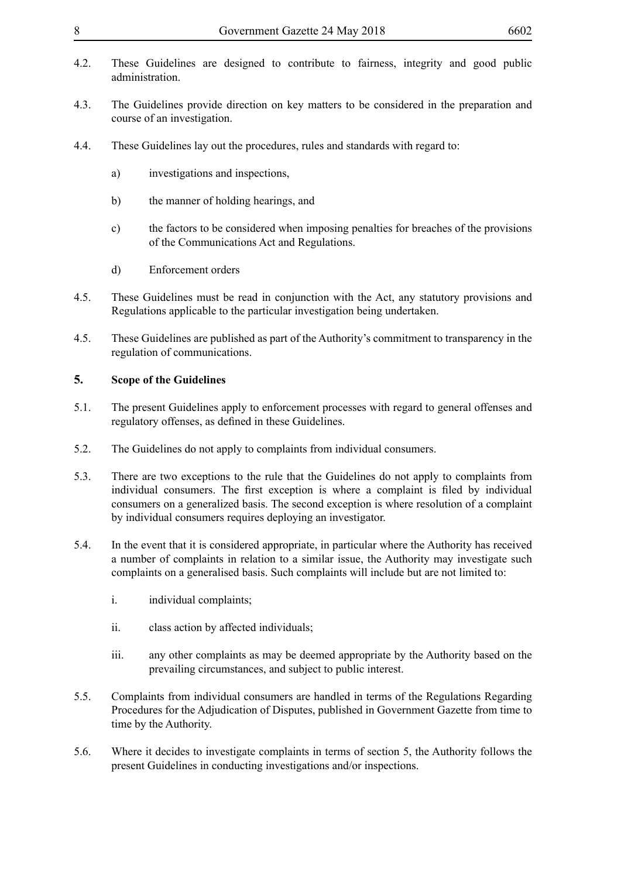4.2. These Guidelines are designed to contribute to fairness, integrity and good public administration.

4.3. The Guidelines provide direction on key matters to be considered in the preparation and course of an investigation.

4.4. These Guidelines lay out the procedures, rules and standards with regard to:

a) investigations and inspections,

b) the manner of holding hearings, and

c) the factors to be considered when imposing penalties for breaches of the provisions of the Communications Act and Regulations.

d) Enforcement orders

4.5. These Guidelines must be read in conjunction with the Act, any statutory provisions and Regulations applicable to the particular investigation being undertaken.

4.5. These Guidelines are published as part of the Authority's commitment to transparency in the regulation of communications.

## 5. Scope of the Guidelines

5.1. The present Guidelines apply to enforcement processes with regard to general offenses and regulatory offenses, as defined in these Guidelines.

5.2. The Guidelines do not apply to complaints from individual consumers.

5.3. There are two exceptions to the rule that the Guidelines do not apply to complaints from individual consumers. The first exception is where a complaint is filed by individual consumers on a generalized basis. The second exception is where resolution of a complaint by individual consumers requires deploying an investigator.

5.4. In the event that it is considered appropriate, in particular where the Authority has received a number of complaints in relation to a similar issue, the Authority may investigate such complaints on a generalised basis. Such complaints will include but are not limited to:

i. individual complaints;

ii. class action by affected individuals;

iii. any other complaints as may be deemed appropriate by the Authority based on the prevailing circumstances, and subject to public interest.

5.5. Complaints from individual consumers are handled in terms of the Regulations Regarding Procedures for the Adjudication of Disputes, published in Government Gazette from time to time by the Authority.

5.6. Where it decides to investigate complaints in terms of section 5, the Authority follows the present Guidelines in conducting investigations and/or inspections.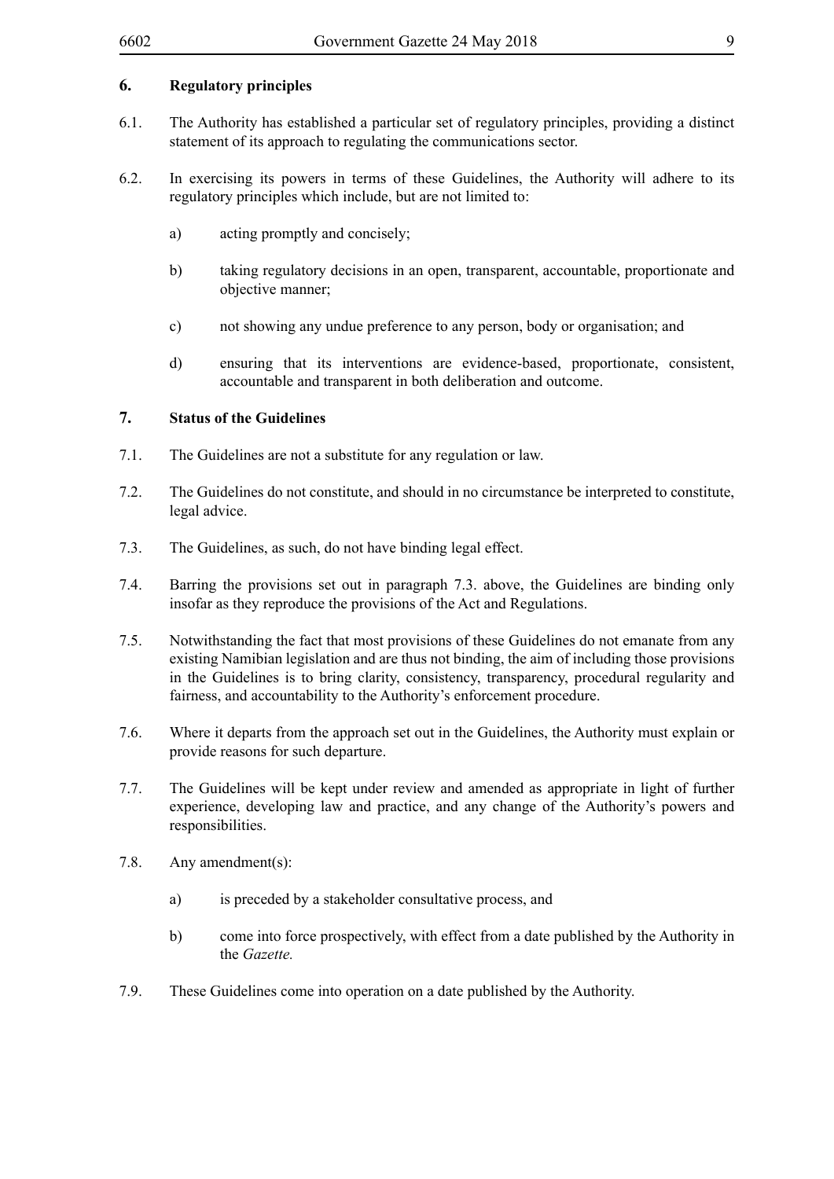## 6. Regulatory principles

6.1. The Authority has established a particular set of regulatory principles, providing a distinct statement of its approach to regulating the communications sector.

6.2. In exercising its powers in terms of these Guidelines, the Authority will adhere to its regulatory principles which include, but are not limited to:

a) acting promptly and concisely;

b) taking regulatory decisions in an open, transparent, accountable, proportionate and objective manner;

c) not showing any undue preference to any person, body or organisation; and

d) ensuring that its interventions are evidence-based, proportionate, consistent, accountable and transparent in both deliberation and outcome.

## 7. Status of the Guidelines

7.1. The Guidelines are not a substitute for any regulation or law.

7.2. The Guidelines do not constitute, and should in no circumstance be interpreted to constitute, legal advice.

7.3. The Guidelines, as such, do not have binding legal effect.

7.4. Barring the provisions set out in paragraph 7.3. above, the Guidelines are binding only insofar as they reproduce the provisions of the Act and Regulations.

7.5. Notwithstanding the fact that most provisions of these Guidelines do not emanate from any existing Namibian legislation and are thus not binding, the aim of including those provisions in the Guidelines is to bring clarity, consistency, transparency, procedural regularity and fairness, and accountability to the Authority's enforcement procedure.

7.6. Where it departs from the approach set out in the Guidelines, the Authority must explain or provide reasons for such departure.

7.7. The Guidelines will be kept under review and amended as appropriate in light of further experience, developing law and practice, and any change of the Authority's powers and responsibilities.

7.8. Any amendment(s):

a) is preceded by a stakeholder consultative process, and

b) come into force prospectively, with effect from a date published by the Authority in the *Gazette.*

7.9. These Guidelines come into operation on a date published by the Authority.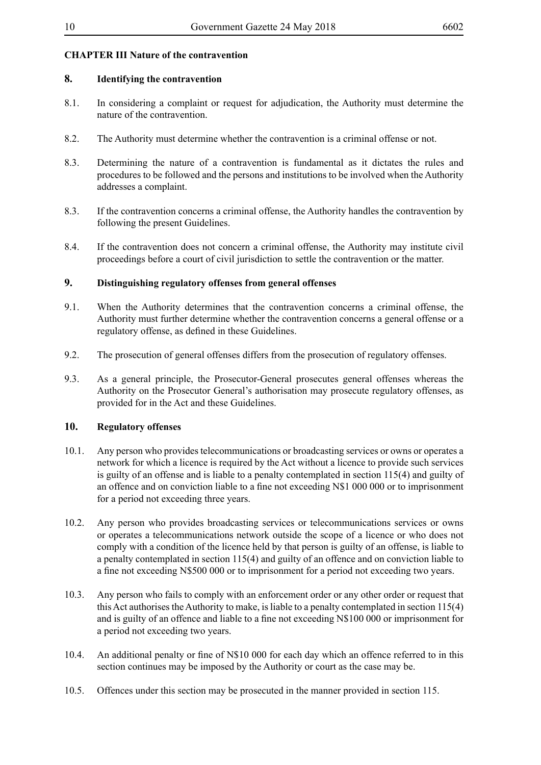## CHAPTER III Nature of the contravention

### 8. Identifying the contravention

8.1. In considering a complaint or request for adjudication, the Authority must determine the nature of the contravention.

8.2. The Authority must determine whether the contravention is a criminal offense or not.

8.3. Determining the nature of a contravention is fundamental as it dictates the rules and procedures to be followed and the persons and institutions to be involved when the Authority addresses a complaint.

8.3. If the contravention concerns a criminal offense, the Authority handles the contravention by following the present Guidelines.

8.4. If the contravention does not concern a criminal offense, the Authority may institute civil proceedings before a court of civil jurisdiction to settle the contravention or the matter.

### 9. Distinguishing regulatory offenses from general offenses

9.1. When the Authority determines that the contravention concerns a criminal offense, the Authority must further determine whether the contravention concerns a general offense or a regulatory offense, as defined in these Guidelines.

9.2. The prosecution of general offenses differs from the prosecution of regulatory offenses.

9.3. As a general principle, the Prosecutor-General prosecutes general offenses whereas the Authority on the Prosecutor General's authorisation may prosecute regulatory offenses, as provided for in the Act and these Guidelines.

### 10. Regulatory offenses

10.1. Any person who provides telecommunications or broadcasting services or owns or operates a network for which a licence is required by the Act without a licence to provide such services is guilty of an offense and is liable to a penalty contemplated in section 115(4) and guilty of an offence and on conviction liable to a fine not exceeding N$1 000 000 or to imprisonment for a period not exceeding three years.

10.2. Any person who provides broadcasting services or telecommunications services or owns or operates a telecommunications network outside the scope of a licence or who does not comply with a condition of the licence held by that person is guilty of an offense, is liable to a penalty contemplated in section 115(4) and guilty of an offence and on conviction liable to a fine not exceeding N$500 000 or to imprisonment for a period not exceeding two years.

10.3. Any person who fails to comply with an enforcement order or any other order or request that this Act authorises the Authority to make, is liable to a penalty contemplated in section 115(4) and is guilty of an offence and liable to a fine not exceeding N$100 000 or imprisonment for a period not exceeding two years.

10.4. An additional penalty or fine of N$10 000 for each day which an offence referred to in this section continues may be imposed by the Authority or court as the case may be.

10.5. Offences under this section may be prosecuted in the manner provided in section 115.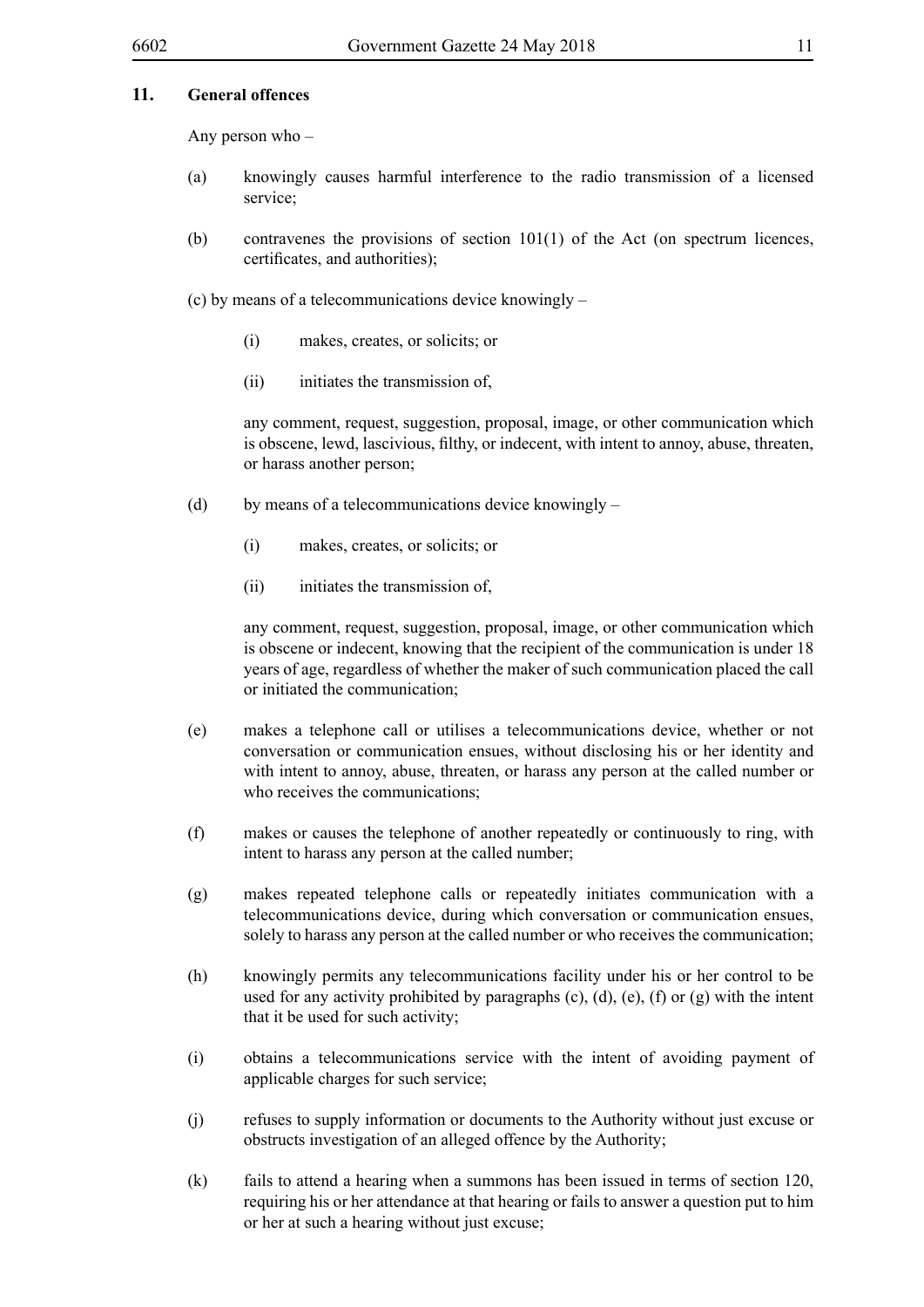## 11. General offences

Any person who –

(a) knowingly causes harmful interference to the radio transmission of a licensed service;

(b) contravenes the provisions of section 101(1) of the Act (on spectrum licences, certificates, and authorities);

(c) by means of a telecommunications device knowingly –

(i) makes, creates, or solicits; or

(ii) initiates the transmission of,

any comment, request, suggestion, proposal, image, or other communication which is obscene, lewd, lascivious, filthy, or indecent, with intent to annoy, abuse, threaten, or harass another person;

(d) by means of a telecommunications device knowingly –

(i) makes, creates, or solicits; or

(ii) initiates the transmission of,

any comment, request, suggestion, proposal, image, or other communication which is obscene or indecent, knowing that the recipient of the communication is under 18 years of age, regardless of whether the maker of such communication placed the call or initiated the communication;

(e) makes a telephone call or utilises a telecommunications device, whether or not conversation or communication ensues, without disclosing his or her identity and with intent to annoy, abuse, threaten, or harass any person at the called number or who receives the communications;

(f) makes or causes the telephone of another repeatedly or continuously to ring, with intent to harass any person at the called number;

(g) makes repeated telephone calls or repeatedly initiates communication with a telecommunications device, during which conversation or communication ensues, solely to harass any person at the called number or who receives the communication;

(h) knowingly permits any telecommunications facility under his or her control to be used for any activity prohibited by paragraphs (c), (d), (e), (f) or (g) with the intent that it be used for such activity;

(i) obtains a telecommunications service with the intent of avoiding payment of applicable charges for such service;

(j) refuses to supply information or documents to the Authority without just excuse or obstructs investigation of an alleged offence by the Authority;

(k) fails to attend a hearing when a summons has been issued in terms of section 120, requiring his or her attendance at that hearing or fails to answer a question put to him or her at such a hearing without just excuse;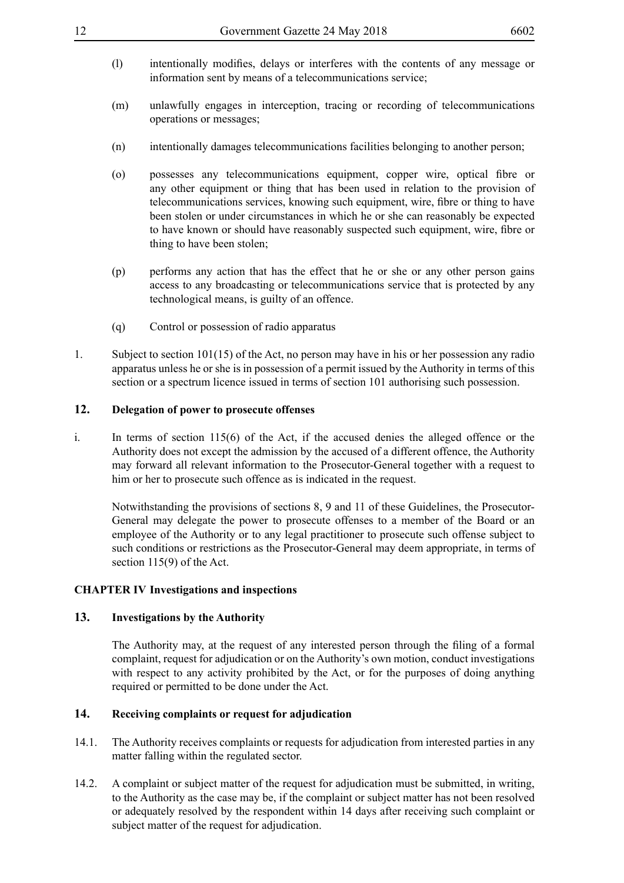(l) intentionally modifies, delays or interferes with the contents of any message or information sent by means of a telecommunications service;

(m) unlawfully engages in interception, tracing or recording of telecommunications operations or messages;

(n) intentionally damages telecommunications facilities belonging to another person;

(o) possesses any telecommunications equipment, copper wire, optical fibre or any other equipment or thing that has been used in relation to the provision of telecommunications services, knowing such equipment, wire, fibre or thing to have been stolen or under circumstances in which he or she can reasonably be expected to have known or should have reasonably suspected such equipment, wire, fibre or thing to have been stolen;

(p) performs any action that has the effect that he or she or any other person gains access to any broadcasting or telecommunications service that is protected by any technological means, is guilty of an offence.

(q) Control or possession of radio apparatus

1. Subject to section 101(15) of the Act, no person may have in his or her possession any radio apparatus unless he or she is in possession of a permit issued by the Authority in terms of this section or a spectrum licence issued in terms of section 101 authorising such possession.

## 12. Delegation of power to prosecute offenses

i. In terms of section 115(6) of the Act, if the accused denies the alleged offence or the Authority does not except the admission by the accused of a different offence, the Authority may forward all relevant information to the Prosecutor-General together with a request to him or her to prosecute such offence as is indicated in the request.

Notwithstanding the provisions of sections 8, 9 and 11 of these Guidelines, the Prosecutor-General may delegate the power to prosecute offenses to a member of the Board or an employee of the Authority or to any legal practitioner to prosecute such offense subject to such conditions or restrictions as the Prosecutor-General may deem appropriate, in terms of section 115(9) of the Act.

## CHAPTER IV Investigations and inspections

## 13. Investigations by the Authority

The Authority may, at the request of any interested person through the filing of a formal complaint, request for adjudication or on the Authority's own motion, conduct investigations with respect to any activity prohibited by the Act, or for the purposes of doing anything required or permitted to be done under the Act.

## 14. Receiving complaints or request for adjudication

14.1. The Authority receives complaints or requests for adjudication from interested parties in any matter falling within the regulated sector.

14.2. A complaint or subject matter of the request for adjudication must be submitted, in writing, to the Authority as the case may be, if the complaint or subject matter has not been resolved or adequately resolved by the respondent within 14 days after receiving such complaint or subject matter of the request for adjudication.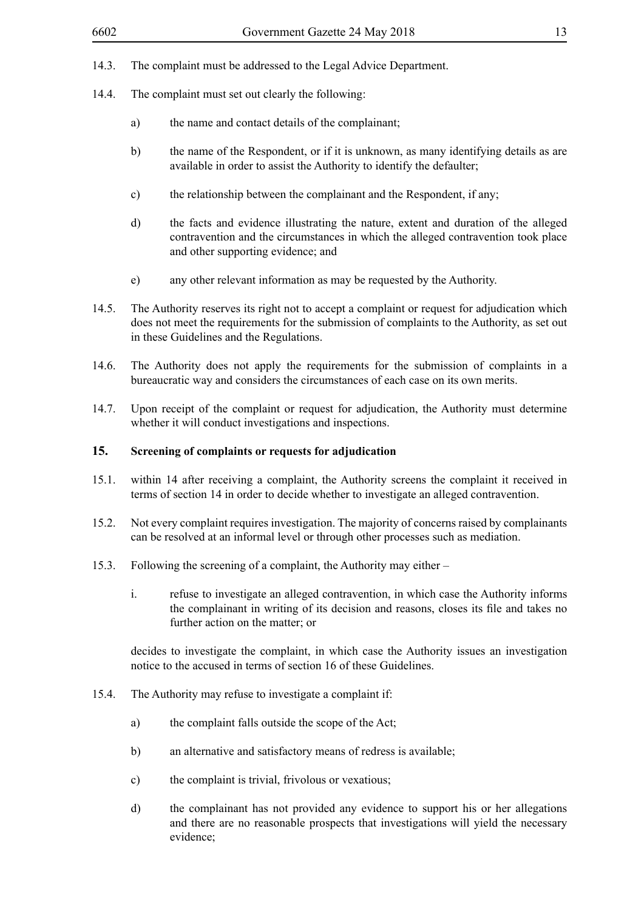14.3. The complaint must be addressed to the Legal Advice Department.

14.4. The complaint must set out clearly the following:

a) the name and contact details of the complainant;

b) the name of the Respondent, or if it is unknown, as many identifying details as are available in order to assist the Authority to identify the defaulter;

c) the relationship between the complainant and the Respondent, if any;

d) the facts and evidence illustrating the nature, extent and duration of the alleged contravention and the circumstances in which the alleged contravention took place and other supporting evidence; and

e) any other relevant information as may be requested by the Authority.

14.5. The Authority reserves its right not to accept a complaint or request for adjudication which does not meet the requirements for the submission of complaints to the Authority, as set out in these Guidelines and the Regulations.

14.6. The Authority does not apply the requirements for the submission of complaints in a bureaucratic way and considers the circumstances of each case on its own merits.

14.7. Upon receipt of the complaint or request for adjudication, the Authority must determine whether it will conduct investigations and inspections.

## 15. Screening of complaints or requests for adjudication

15.1. within 14 after receiving a complaint, the Authority screens the complaint it received in terms of section 14 in order to decide whether to investigate an alleged contravention.

15.2. Not every complaint requires investigation. The majority of concerns raised by complainants can be resolved at an informal level or through other processes such as mediation.

15.3. Following the screening of a complaint, the Authority may either –

i. refuse to investigate an alleged contravention, in which case the Authority informs the complainant in writing of its decision and reasons, closes its file and takes no further action on the matter; or

decides to investigate the complaint, in which case the Authority issues an investigation notice to the accused in terms of section 16 of these Guidelines.

15.4. The Authority may refuse to investigate a complaint if:

a) the complaint falls outside the scope of the Act;

b) an alternative and satisfactory means of redress is available;

c) the complaint is trivial, frivolous or vexatious;

d) the complainant has not provided any evidence to support his or her allegations and there are no reasonable prospects that investigations will yield the necessary evidence;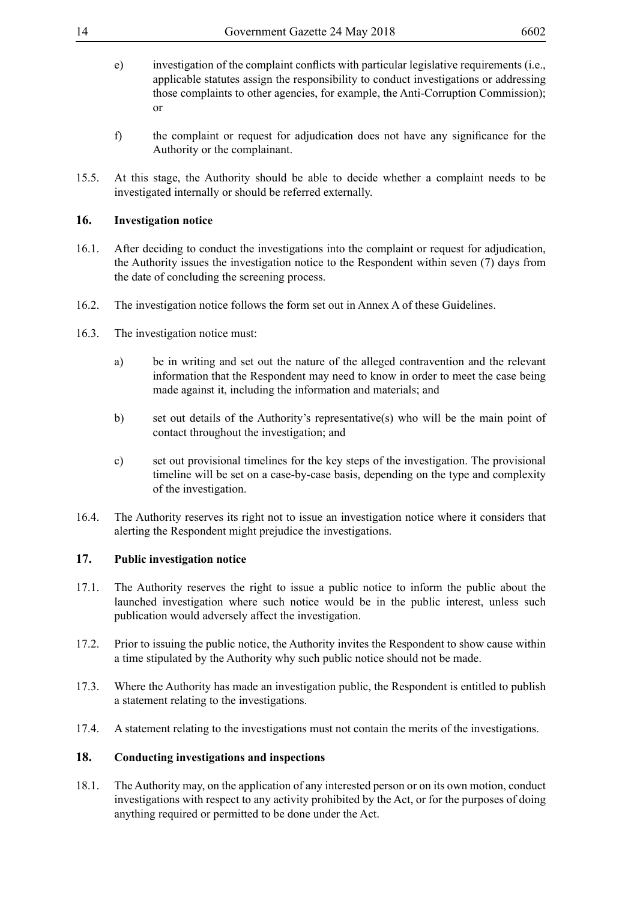e) investigation of the complaint conflicts with particular legislative requirements (i.e., applicable statutes assign the responsibility to conduct investigations or addressing those complaints to other agencies, for example, the Anti-Corruption Commission); or

f) the complaint or request for adjudication does not have any significance for the Authority or the complainant.

15.5. At this stage, the Authority should be able to decide whether a complaint needs to be investigated internally or should be referred externally.

## 16. Investigation notice

16.1. After deciding to conduct the investigations into the complaint or request for adjudication, the Authority issues the investigation notice to the Respondent within seven (7) days from the date of concluding the screening process.

16.2. The investigation notice follows the form set out in Annex A of these Guidelines.

16.3. The investigation notice must:

a) be in writing and set out the nature of the alleged contravention and the relevant information that the Respondent may need to know in order to meet the case being made against it, including the information and materials; and

b) set out details of the Authority's representative(s) who will be the main point of contact throughout the investigation; and

c) set out provisional timelines for the key steps of the investigation. The provisional timeline will be set on a case-by-case basis, depending on the type and complexity of the investigation.

16.4. The Authority reserves its right not to issue an investigation notice where it considers that alerting the Respondent might prejudice the investigations.

## 17. Public investigation notice

17.1. The Authority reserves the right to issue a public notice to inform the public about the launched investigation where such notice would be in the public interest, unless such publication would adversely affect the investigation.

17.2. Prior to issuing the public notice, the Authority invites the Respondent to show cause within a time stipulated by the Authority why such public notice should not be made.

17.3. Where the Authority has made an investigation public, the Respondent is entitled to publish a statement relating to the investigations.

17.4. A statement relating to the investigations must not contain the merits of the investigations.

## 18. Conducting investigations and inspections

18.1. The Authority may, on the application of any interested person or on its own motion, conduct investigations with respect to any activity prohibited by the Act, or for the purposes of doing anything required or permitted to be done under the Act.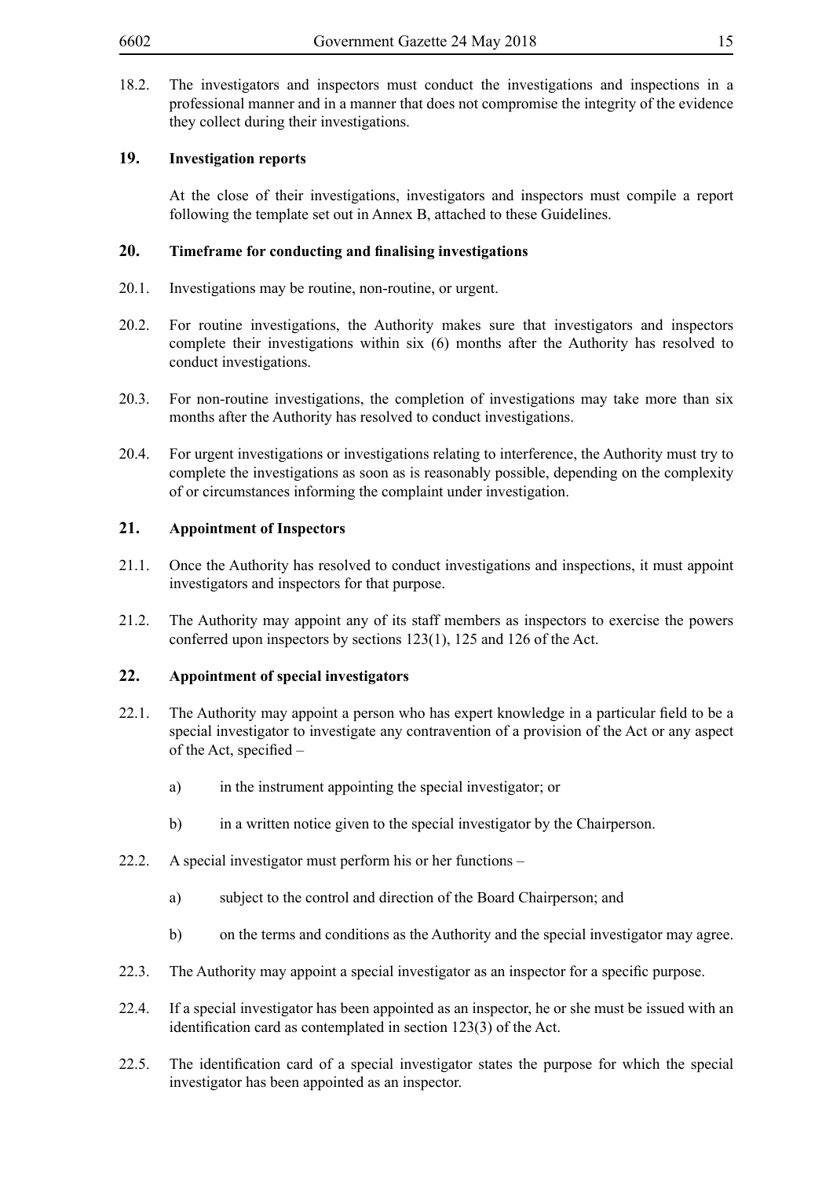18.2. The investigators and inspectors must conduct the investigations and inspections in a professional manner and in a manner that does not compromise the integrity of the evidence they collect during their investigations.

## 19. Investigation reports

At the close of their investigations, investigators and inspectors must compile a report following the template set out in Annex B, attached to these Guidelines.

## 20. Timeframe for conducting and finalising investigations

20.1. Investigations may be routine, non-routine, or urgent.

20.2. For routine investigations, the Authority makes sure that investigators and inspectors complete their investigations within six (6) months after the Authority has resolved to conduct investigations.

20.3. For non-routine investigations, the completion of investigations may take more than six months after the Authority has resolved to conduct investigations.

20.4. For urgent investigations or investigations relating to interference, the Authority must try to complete the investigations as soon as is reasonably possible, depending on the complexity of or circumstances informing the complaint under investigation.

## 21. Appointment of Inspectors

21.1. Once the Authority has resolved to conduct investigations and inspections, it must appoint investigators and inspectors for that purpose.

21.2. The Authority may appoint any of its staff members as inspectors to exercise the powers conferred upon inspectors by sections 123(1), 125 and 126 of the Act.

## 22. Appointment of special investigators

22.1. The Authority may appoint a person who has expert knowledge in a particular field to be a special investigator to investigate any contravention of a provision of the Act or any aspect of the Act, specified –

a) in the instrument appointing the special investigator; or

b) in a written notice given to the special investigator by the Chairperson.

22.2. A special investigator must perform his or her functions –

a) subject to the control and direction of the Board Chairperson; and

b) on the terms and conditions as the Authority and the special investigator may agree.

22.3. The Authority may appoint a special investigator as an inspector for a specific purpose.

22.4. If a special investigator has been appointed as an inspector, he or she must be issued with an identification card as contemplated in section 123(3) of the Act.

22.5. The identification card of a special investigator states the purpose for which the special investigator has been appointed as an inspector.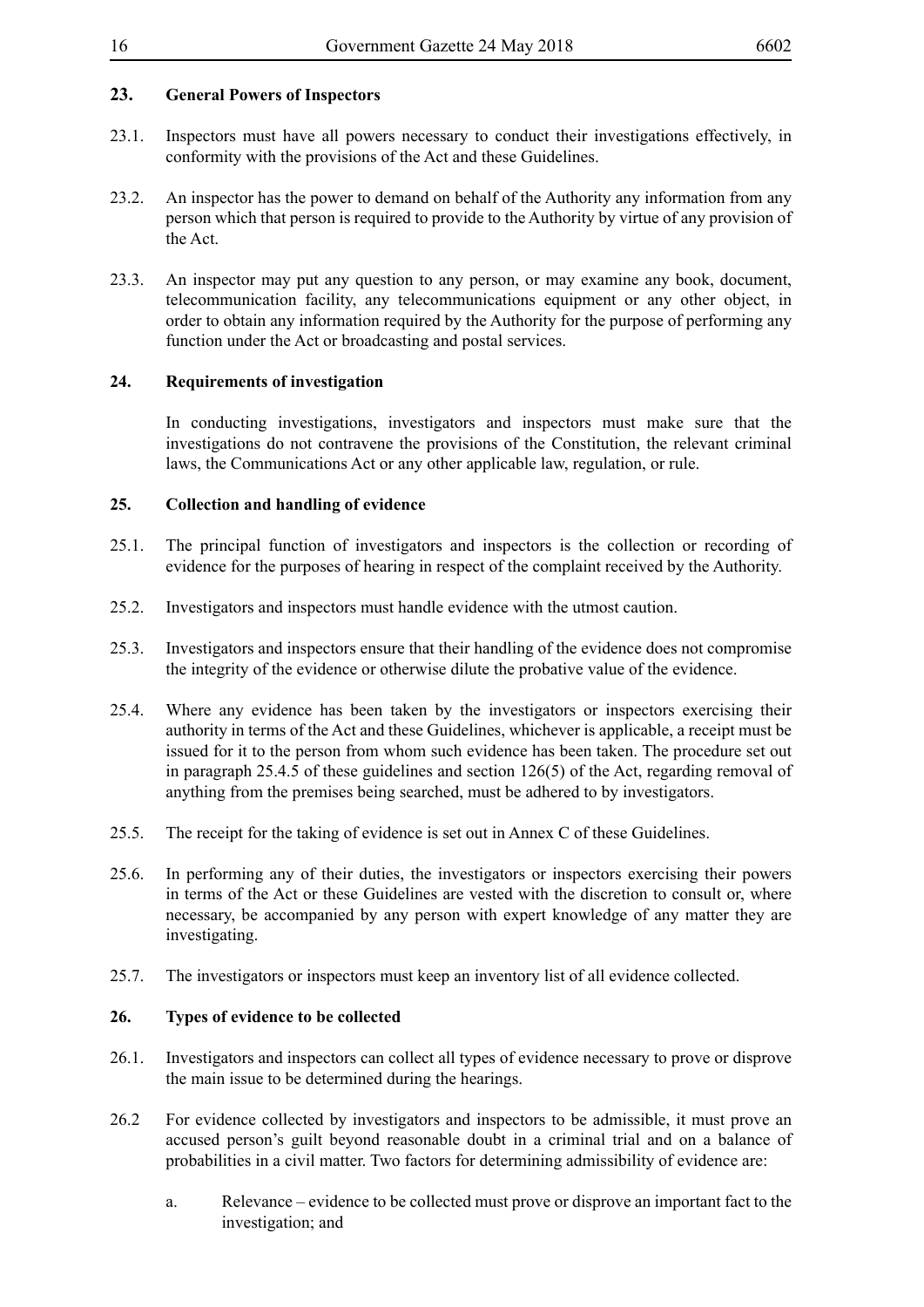## 23. General Powers of Inspectors

23.1. Inspectors must have all powers necessary to conduct their investigations effectively, in conformity with the provisions of the Act and these Guidelines.

23.2. An inspector has the power to demand on behalf of the Authority any information from any person which that person is required to provide to the Authority by virtue of any provision of the Act.

23.3. An inspector may put any question to any person, or may examine any book, document, telecommunication facility, any telecommunications equipment or any other object, in order to obtain any information required by the Authority for the purpose of performing any function under the Act or broadcasting and postal services.

## 24. Requirements of investigation

In conducting investigations, investigators and inspectors must make sure that the investigations do not contravene the provisions of the Constitution, the relevant criminal laws, the Communications Act or any other applicable law, regulation, or rule.

## 25. Collection and handling of evidence

25.1. The principal function of investigators and inspectors is the collection or recording of evidence for the purposes of hearing in respect of the complaint received by the Authority.

25.2. Investigators and inspectors must handle evidence with the utmost caution.

25.3. Investigators and inspectors ensure that their handling of the evidence does not compromise the integrity of the evidence or otherwise dilute the probative value of the evidence.

25.4. Where any evidence has been taken by the investigators or inspectors exercising their authority in terms of the Act and these Guidelines, whichever is applicable, a receipt must be issued for it to the person from whom such evidence has been taken. The procedure set out in paragraph 25.4.5 of these guidelines and section 126(5) of the Act, regarding removal of anything from the premises being searched, must be adhered to by investigators.

25.5. The receipt for the taking of evidence is set out in Annex C of these Guidelines.

25.6. In performing any of their duties, the investigators or inspectors exercising their powers in terms of the Act or these Guidelines are vested with the discretion to consult or, where necessary, be accompanied by any person with expert knowledge of any matter they are investigating.

25.7. The investigators or inspectors must keep an inventory list of all evidence collected.

## 26. Types of evidence to be collected

26.1. Investigators and inspectors can collect all types of evidence necessary to prove or disprove the main issue to be determined during the hearings.

26.2 For evidence collected by investigators and inspectors to be admissible, it must prove an accused person's guilt beyond reasonable doubt in a criminal trial and on a balance of probabilities in a civil matter. Two factors for determining admissibility of evidence are:

a. Relevance – evidence to be collected must prove or disprove an important fact to the investigation; and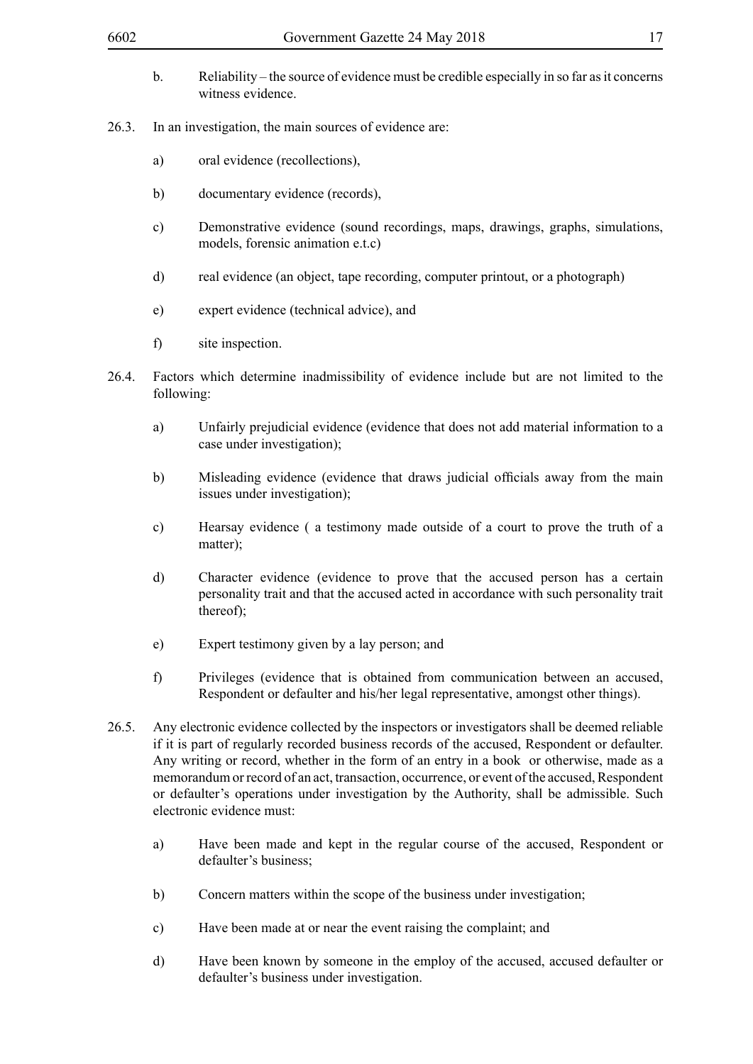b. Reliability – the source of evidence must be credible especially in so far as it concerns witness evidence.

26.3. In an investigation, the main sources of evidence are:

a) oral evidence (recollections),

b) documentary evidence (records),

c) Demonstrative evidence (sound recordings, maps, drawings, graphs, simulations, models, forensic animation e.t.c)

d) real evidence (an object, tape recording, computer printout, or a photograph)

e) expert evidence (technical advice), and

f) site inspection.

26.4. Factors which determine inadmissibility of evidence include but are not limited to the following:

a) Unfairly prejudicial evidence (evidence that does not add material information to a case under investigation);

b) Misleading evidence (evidence that draws judicial officials away from the main issues under investigation);

c) Hearsay evidence ( a testimony made outside of a court to prove the truth of a matter);

d) Character evidence (evidence to prove that the accused person has a certain personality trait and that the accused acted in accordance with such personality trait thereof);

e) Expert testimony given by a lay person; and

f) Privileges (evidence that is obtained from communication between an accused, Respondent or defaulter and his/her legal representative, amongst other things).

26.5. Any electronic evidence collected by the inspectors or investigators shall be deemed reliable if it is part of regularly recorded business records of the accused, Respondent or defaulter. Any writing or record, whether in the form of an entry in a book or otherwise, made as a memorandum or record of an act, transaction, occurrence, or event of the accused, Respondent or defaulter's operations under investigation by the Authority, shall be admissible. Such electronic evidence must:

a) Have been made and kept in the regular course of the accused, Respondent or defaulter's business;

b) Concern matters within the scope of the business under investigation;

c) Have been made at or near the event raising the complaint; and

d) Have been known by someone in the employ of the accused, accused defaulter or defaulter's business under investigation.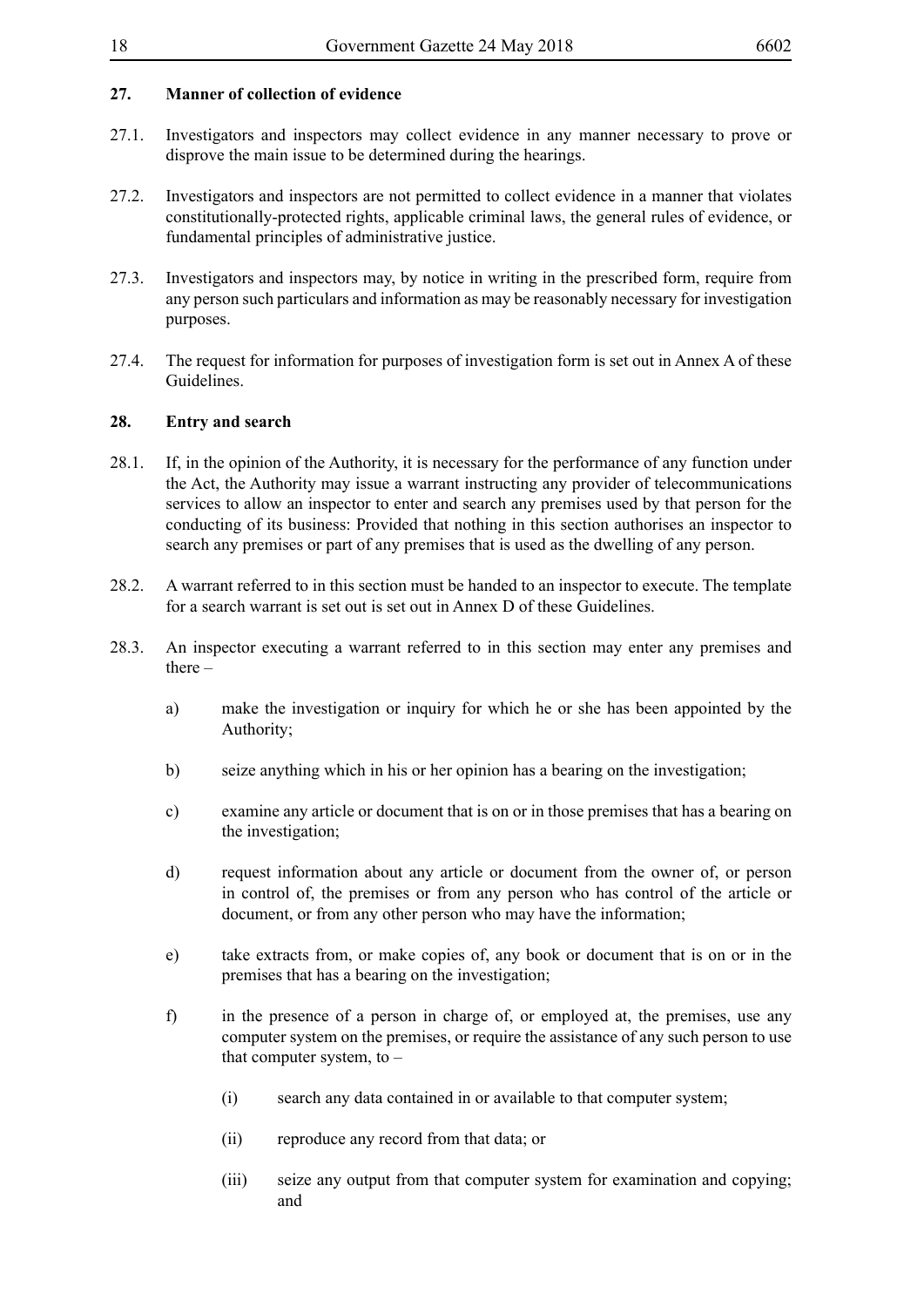## 27. Manner of collection of evidence

27.1. Investigators and inspectors may collect evidence in any manner necessary to prove or disprove the main issue to be determined during the hearings.

27.2. Investigators and inspectors are not permitted to collect evidence in a manner that violates constitutionally-protected rights, applicable criminal laws, the general rules of evidence, or fundamental principles of administrative justice.

27.3. Investigators and inspectors may, by notice in writing in the prescribed form, require from any person such particulars and information as may be reasonably necessary for investigation purposes.

27.4. The request for information for purposes of investigation form is set out in Annex A of these Guidelines.

## 28. Entry and search

28.1. If, in the opinion of the Authority, it is necessary for the performance of any function under the Act, the Authority may issue a warrant instructing any provider of telecommunications services to allow an inspector to enter and search any premises used by that person for the conducting of its business: Provided that nothing in this section authorises an inspector to search any premises or part of any premises that is used as the dwelling of any person.

28.2. A warrant referred to in this section must be handed to an inspector to execute. The template for a search warrant is set out is set out in Annex D of these Guidelines.

28.3. An inspector executing a warrant referred to in this section may enter any premises and there –

a) make the investigation or inquiry for which he or she has been appointed by the Authority;

b) seize anything which in his or her opinion has a bearing on the investigation;

c) examine any article or document that is on or in those premises that has a bearing on the investigation;

d) request information about any article or document from the owner of, or person in control of, the premises or from any person who has control of the article or document, or from any other person who may have the information;

e) take extracts from, or make copies of, any book or document that is on or in the premises that has a bearing on the investigation;

f) in the presence of a person in charge of, or employed at, the premises, use any computer system on the premises, or require the assistance of any such person to use that computer system, to –

   (i) search any data contained in or available to that computer system;

   (ii) reproduce any record from that data; or

   (iii) seize any output from that computer system for examination and copying; and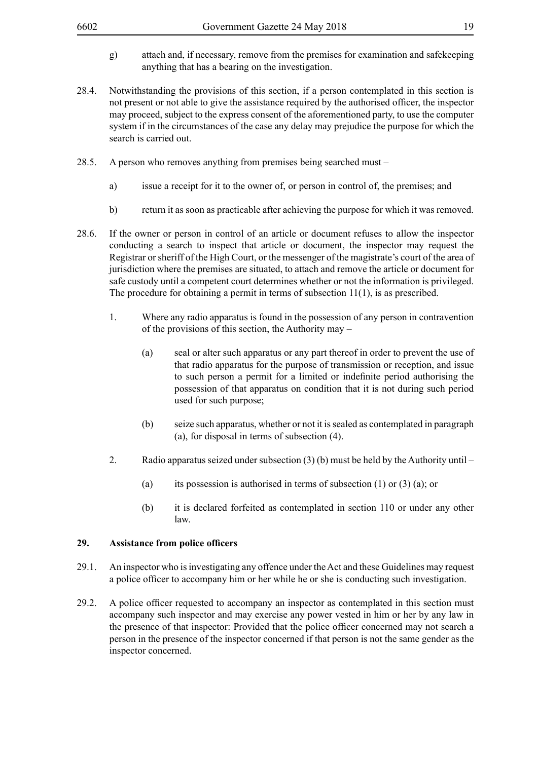g) attach and, if necessary, remove from the premises for examination and safekeeping anything that has a bearing on the investigation.

28.4. Notwithstanding the provisions of this section, if a person contemplated in this section is not present or not able to give the assistance required by the authorised officer, the inspector may proceed, subject to the express consent of the aforementioned party, to use the computer system if in the circumstances of the case any delay may prejudice the purpose for which the search is carried out.

28.5. A person who removes anything from premises being searched must –

a) issue a receipt for it to the owner of, or person in control of, the premises; and

b) return it as soon as practicable after achieving the purpose for which it was removed.

28.6. If the owner or person in control of an article or document refuses to allow the inspector conducting a search to inspect that article or document, the inspector may request the Registrar or sheriff of the High Court, or the messenger of the magistrate's court of the area of jurisdiction where the premises are situated, to attach and remove the article or document for safe custody until a competent court determines whether or not the information is privileged. The procedure for obtaining a permit in terms of subsection 11(1), is as prescribed.

1. Where any radio apparatus is found in the possession of any person in contravention of the provisions of this section, the Authority may –

   (a) seal or alter such apparatus or any part thereof in order to prevent the use of that radio apparatus for the purpose of transmission or reception, and issue to such person a permit for a limited or indefinite period authorising the possession of that apparatus on condition that it is not during such period used for such purpose;

   (b) seize such apparatus, whether or not it is sealed as contemplated in paragraph (a), for disposal in terms of subsection (4).

2. Radio apparatus seized under subsection (3) (b) must be held by the Authority until –

   (a) its possession is authorised in terms of subsection (1) or (3) (a); or

   (b) it is declared forfeited as contemplated in section 110 or under any other law.

**29. Assistance from police officers**

29.1. An inspector who is investigating any offence under the Act and these Guidelines may request a police officer to accompany him or her while he or she is conducting such investigation.

29.2. A police officer requested to accompany an inspector as contemplated in this section must accompany such inspector and may exercise any power vested in him or her by any law in the presence of that inspector: Provided that the police officer concerned may not search a person in the presence of the inspector concerned if that person is not the same gender as the inspector concerned.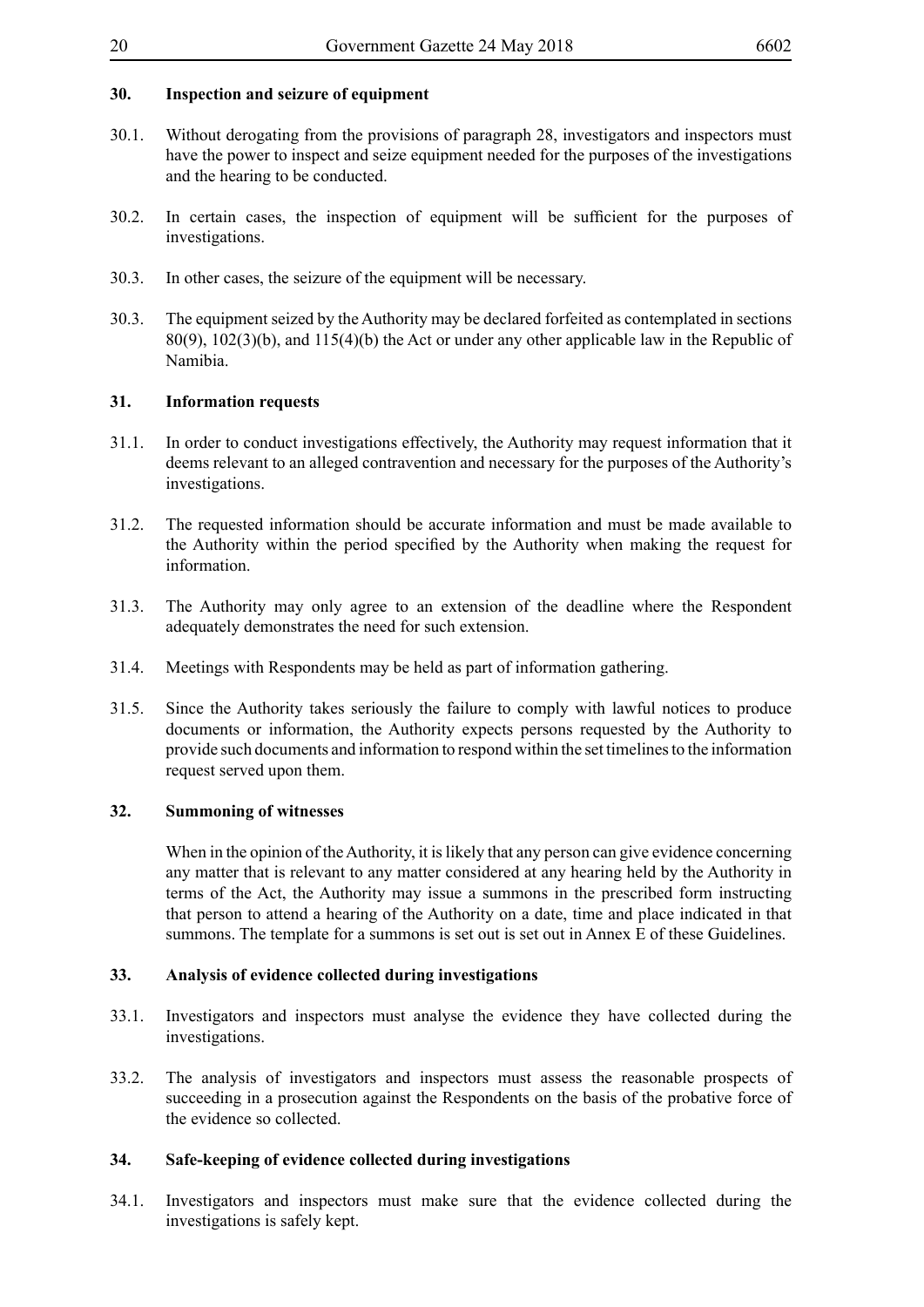## 30. Inspection and seizure of equipment

30.1. Without derogating from the provisions of paragraph 28, investigators and inspectors must have the power to inspect and seize equipment needed for the purposes of the investigations and the hearing to be conducted.

30.2. In certain cases, the inspection of equipment will be sufficient for the purposes of investigations.

30.3. In other cases, the seizure of the equipment will be necessary.

30.3. The equipment seized by the Authority may be declared forfeited as contemplated in sections 80(9), 102(3)(b), and 115(4)(b) the Act or under any other applicable law in the Republic of Namibia.

## 31. Information requests

31.1. In order to conduct investigations effectively, the Authority may request information that it deems relevant to an alleged contravention and necessary for the purposes of the Authority's investigations.

31.2. The requested information should be accurate information and must be made available to the Authority within the period specified by the Authority when making the request for information.

31.3. The Authority may only agree to an extension of the deadline where the Respondent adequately demonstrates the need for such extension.

31.4. Meetings with Respondents may be held as part of information gathering.

31.5. Since the Authority takes seriously the failure to comply with lawful notices to produce documents or information, the Authority expects persons requested by the Authority to provide such documents and information to respond within the set timelines to the information request served upon them.

## 32. Summoning of witnesses

When in the opinion of the Authority, it is likely that any person can give evidence concerning any matter that is relevant to any matter considered at any hearing held by the Authority in terms of the Act, the Authority may issue a summons in the prescribed form instructing that person to attend a hearing of the Authority on a date, time and place indicated in that summons. The template for a summons is set out is set out in Annex E of these Guidelines.

## 33. Analysis of evidence collected during investigations

33.1. Investigators and inspectors must analyse the evidence they have collected during the investigations.

33.2. The analysis of investigators and inspectors must assess the reasonable prospects of succeeding in a prosecution against the Respondents on the basis of the probative force of the evidence so collected.

## 34. Safe-keeping of evidence collected during investigations

34.1. Investigators and inspectors must make sure that the evidence collected during the investigations is safely kept.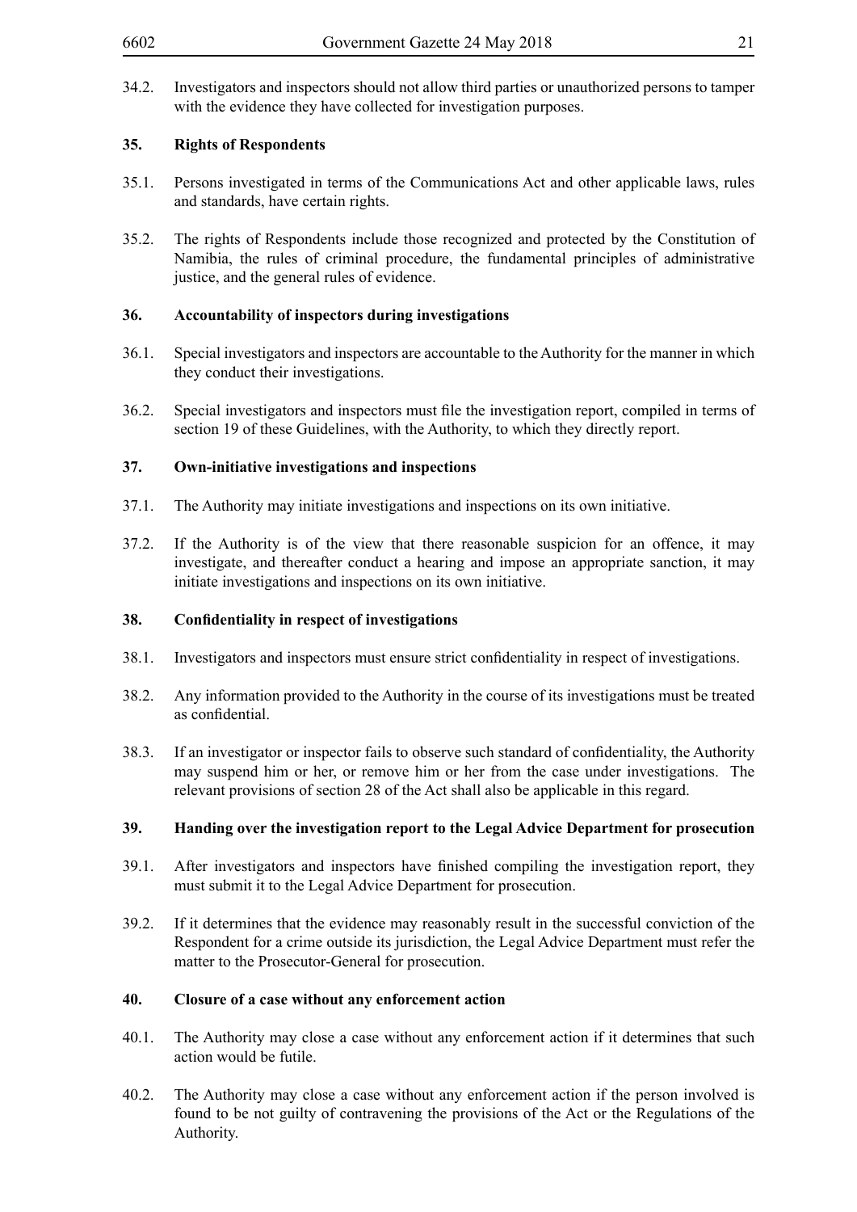34.2. Investigators and inspectors should not allow third parties or unauthorized persons to tamper with the evidence they have collected for investigation purposes.

**35. Rights of Respondents**

35.1. Persons investigated in terms of the Communications Act and other applicable laws, rules and standards, have certain rights.

35.2. The rights of Respondents include those recognized and protected by the Constitution of Namibia, the rules of criminal procedure, the fundamental principles of administrative justice, and the general rules of evidence.

**36. Accountability of inspectors during investigations**

36.1. Special investigators and inspectors are accountable to the Authority for the manner in which they conduct their investigations.

36.2. Special investigators and inspectors must file the investigation report, compiled in terms of section 19 of these Guidelines, with the Authority, to which they directly report.

**37. Own-initiative investigations and inspections**

37.1. The Authority may initiate investigations and inspections on its own initiative.

37.2. If the Authority is of the view that there reasonable suspicion for an offence, it may investigate, and thereafter conduct a hearing and impose an appropriate sanction, it may initiate investigations and inspections on its own initiative.

**38. Confidentiality in respect of investigations**

38.1. Investigators and inspectors must ensure strict confidentiality in respect of investigations.

38.2. Any information provided to the Authority in the course of its investigations must be treated as confidential.

38.3. If an investigator or inspector fails to observe such standard of confidentiality, the Authority may suspend him or her, or remove him or her from the case under investigations. The relevant provisions of section 28 of the Act shall also be applicable in this regard.

**39. Handing over the investigation report to the Legal Advice Department for prosecution**

39.1. After investigators and inspectors have finished compiling the investigation report, they must submit it to the Legal Advice Department for prosecution.

39.2. If it determines that the evidence may reasonably result in the successful conviction of the Respondent for a crime outside its jurisdiction, the Legal Advice Department must refer the matter to the Prosecutor-General for prosecution.

**40. Closure of a case without any enforcement action**

40.1. The Authority may close a case without any enforcement action if it determines that such action would be futile.

40.2. The Authority may close a case without any enforcement action if the person involved is found to be not guilty of contravening the provisions of the Act or the Regulations of the Authority.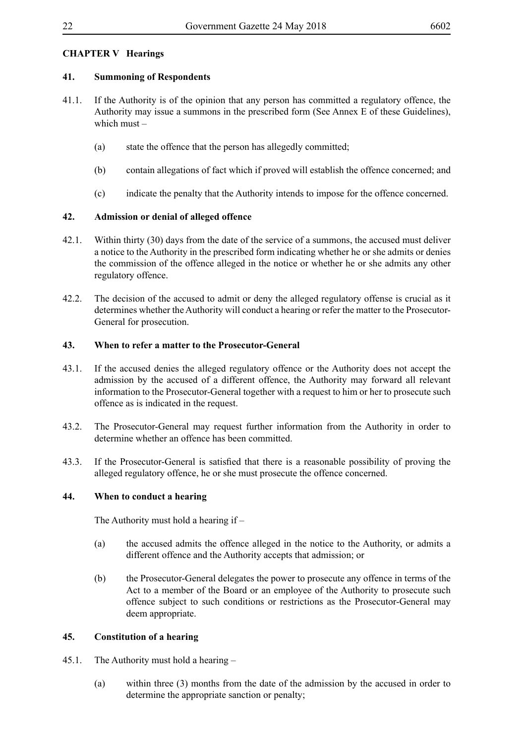## CHAPTER V Hearings

### 41. Summoning of Respondents

41.1. If the Authority is of the opinion that any person has committed a regulatory offence, the Authority may issue a summons in the prescribed form (See Annex E of these Guidelines), which must –

(a) state the offence that the person has allegedly committed;

(b) contain allegations of fact which if proved will establish the offence concerned; and

(c) indicate the penalty that the Authority intends to impose for the offence concerned.

### 42. Admission or denial of alleged offence

42.1. Within thirty (30) days from the date of the service of a summons, the accused must deliver a notice to the Authority in the prescribed form indicating whether he or she admits or denies the commission of the offence alleged in the notice or whether he or she admits any other regulatory offence.

42.2. The decision of the accused to admit or deny the alleged regulatory offense is crucial as it determines whether the Authority will conduct a hearing or refer the matter to the Prosecutor-General for prosecution.

### 43. When to refer a matter to the Prosecutor-General

43.1. If the accused denies the alleged regulatory offence or the Authority does not accept the admission by the accused of a different offence, the Authority may forward all relevant information to the Prosecutor-General together with a request to him or her to prosecute such offence as is indicated in the request.

43.2. The Prosecutor-General may request further information from the Authority in order to determine whether an offence has been committed.

43.3. If the Prosecutor-General is satisfied that there is a reasonable possibility of proving the alleged regulatory offence, he or she must prosecute the offence concerned.

### 44. When to conduct a hearing

The Authority must hold a hearing if –

(a) the accused admits the offence alleged in the notice to the Authority, or admits a different offence and the Authority accepts that admission; or

(b) the Prosecutor-General delegates the power to prosecute any offence in terms of the Act to a member of the Board or an employee of the Authority to prosecute such offence subject to such conditions or restrictions as the Prosecutor-General may deem appropriate.

### 45. Constitution of a hearing

45.1. The Authority must hold a hearing –

(a) within three (3) months from the date of the admission by the accused in order to determine the appropriate sanction or penalty;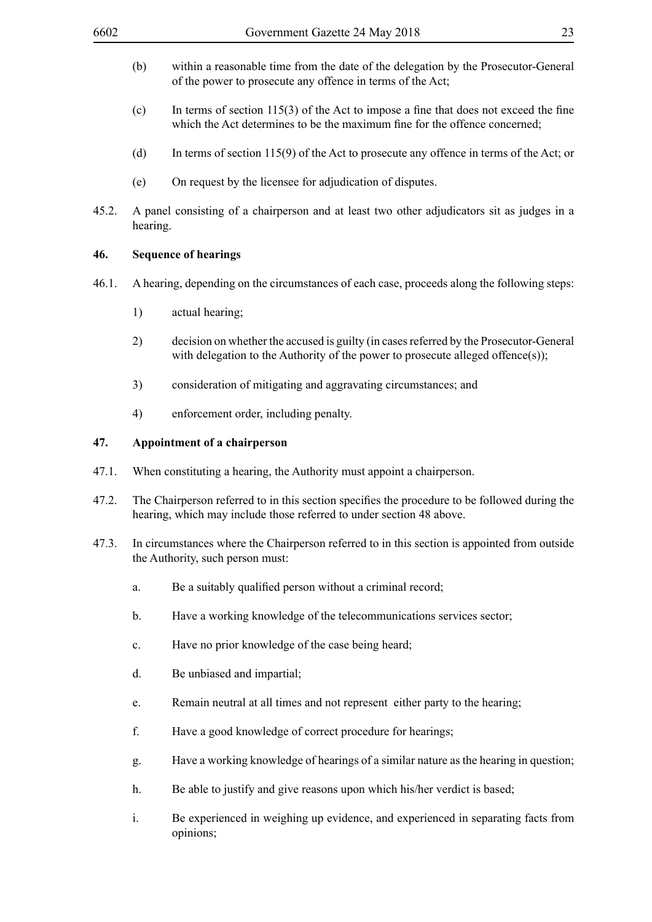(b) within a reasonable time from the date of the delegation by the Prosecutor-General of the power to prosecute any offence in terms of the Act;

(c) In terms of section 115(3) of the Act to impose a fine that does not exceed the fine which the Act determines to be the maximum fine for the offence concerned;

(d) In terms of section 115(9) of the Act to prosecute any offence in terms of the Act; or

(e) On request by the licensee for adjudication of disputes.

45.2. A panel consisting of a chairperson and at least two other adjudicators sit as judges in a hearing.

**46. Sequence of hearings**

46.1. A hearing, depending on the circumstances of each case, proceeds along the following steps:

1) actual hearing;

2) decision on whether the accused is guilty (in cases referred by the Prosecutor-General with delegation to the Authority of the power to prosecute alleged offence(s));

3) consideration of mitigating and aggravating circumstances; and

4) enforcement order, including penalty.

**47. Appointment of a chairperson**

47.1. When constituting a hearing, the Authority must appoint a chairperson.

47.2. The Chairperson referred to in this section specifies the procedure to be followed during the hearing, which may include those referred to under section 48 above.

47.3. In circumstances where the Chairperson referred to in this section is appointed from outside the Authority, such person must:

a. Be a suitably qualified person without a criminal record;

b. Have a working knowledge of the telecommunications services sector;

c. Have no prior knowledge of the case being heard;

d. Be unbiased and impartial;

e. Remain neutral at all times and not represent either party to the hearing;

f. Have a good knowledge of correct procedure for hearings;

g. Have a working knowledge of hearings of a similar nature as the hearing in question;

h. Be able to justify and give reasons upon which his/her verdict is based;

i. Be experienced in weighing up evidence, and experienced in separating facts from opinions;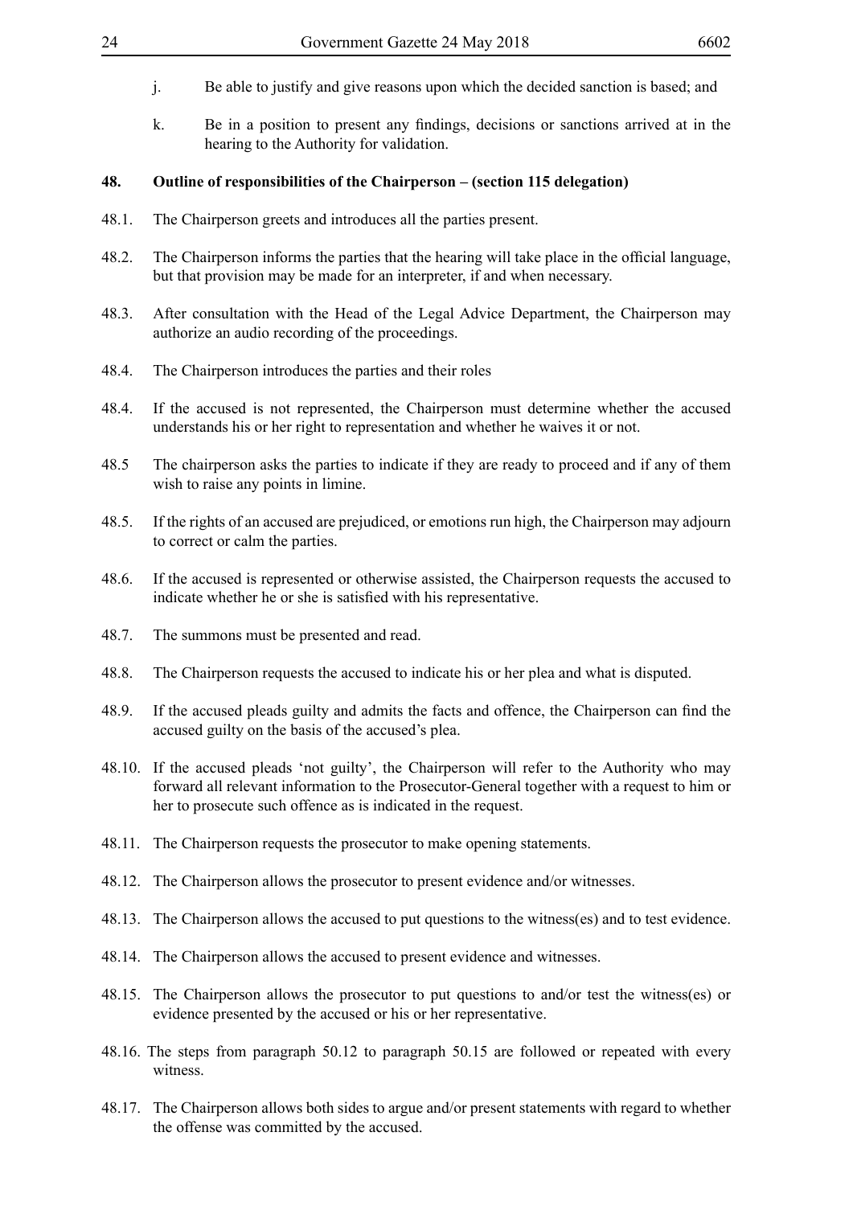j. Be able to justify and give reasons upon which the decided sanction is based; and

k. Be in a position to present any findings, decisions or sanctions arrived at in the hearing to the Authority for validation.

**48. Outline of responsibilities of the Chairperson – (section 115 delegation)**

48.1. The Chairperson greets and introduces all the parties present.

48.2. The Chairperson informs the parties that the hearing will take place in the official language, but that provision may be made for an interpreter, if and when necessary.

48.3. After consultation with the Head of the Legal Advice Department, the Chairperson may authorize an audio recording of the proceedings.

48.4. The Chairperson introduces the parties and their roles

48.4. If the accused is not represented, the Chairperson must determine whether the accused understands his or her right to representation and whether he waives it or not.

48.5 The chairperson asks the parties to indicate if they are ready to proceed and if any of them wish to raise any points in limine.

48.5. If the rights of an accused are prejudiced, or emotions run high, the Chairperson may adjourn to correct or calm the parties.

48.6. If the accused is represented or otherwise assisted, the Chairperson requests the accused to indicate whether he or she is satisfied with his representative.

48.7. The summons must be presented and read.

48.8. The Chairperson requests the accused to indicate his or her plea and what is disputed.

48.9. If the accused pleads guilty and admits the facts and offence, the Chairperson can find the accused guilty on the basis of the accused's plea.

48.10. If the accused pleads 'not guilty', the Chairperson will refer to the Authority who may forward all relevant information to the Prosecutor-General together with a request to him or her to prosecute such offence as is indicated in the request.

48.11. The Chairperson requests the prosecutor to make opening statements.

48.12. The Chairperson allows the prosecutor to present evidence and/or witnesses.

48.13. The Chairperson allows the accused to put questions to the witness(es) and to test evidence.

48.14. The Chairperson allows the accused to present evidence and witnesses.

48.15. The Chairperson allows the prosecutor to put questions to and/or test the witness(es) or evidence presented by the accused or his or her representative.

48.16. The steps from paragraph 50.12 to paragraph 50.15 are followed or repeated with every witness.

48.17. The Chairperson allows both sides to argue and/or present statements with regard to whether the offense was committed by the accused.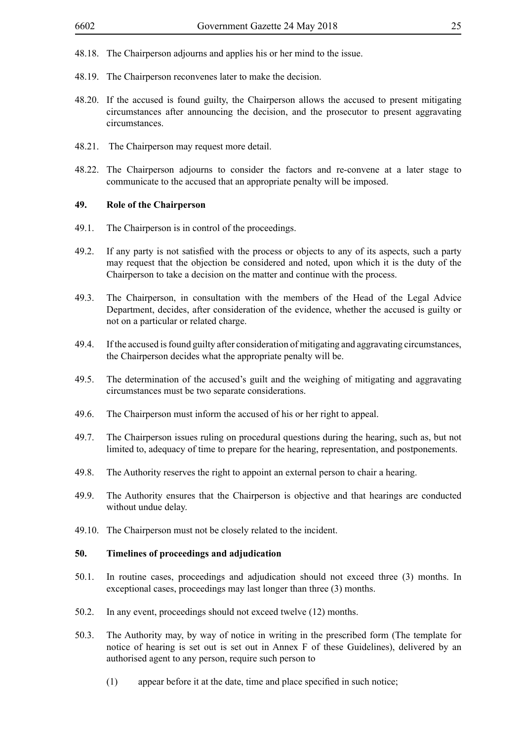48.18. The Chairperson adjourns and applies his or her mind to the issue.

48.19. The Chairperson reconvenes later to make the decision.

48.20. If the accused is found guilty, the Chairperson allows the accused to present mitigating circumstances after announcing the decision, and the prosecutor to present aggravating circumstances.

48.21. The Chairperson may request more detail.

48.22. The Chairperson adjourns to consider the factors and re-convene at a later stage to communicate to the accused that an appropriate penalty will be imposed.

### 49. Role of the Chairperson

49.1. The Chairperson is in control of the proceedings.

49.2. If any party is not satisfied with the process or objects to any of its aspects, such a party may request that the objection be considered and noted, upon which it is the duty of the Chairperson to take a decision on the matter and continue with the process.

49.3. The Chairperson, in consultation with the members of the Head of the Legal Advice Department, decides, after consideration of the evidence, whether the accused is guilty or not on a particular or related charge.

49.4. If the accused is found guilty after consideration of mitigating and aggravating circumstances, the Chairperson decides what the appropriate penalty will be.

49.5. The determination of the accused's guilt and the weighing of mitigating and aggravating circumstances must be two separate considerations.

49.6. The Chairperson must inform the accused of his or her right to appeal.

49.7. The Chairperson issues ruling on procedural questions during the hearing, such as, but not limited to, adequacy of time to prepare for the hearing, representation, and postponements.

49.8. The Authority reserves the right to appoint an external person to chair a hearing.

49.9. The Authority ensures that the Chairperson is objective and that hearings are conducted without undue delay.

49.10. The Chairperson must not be closely related to the incident.

### 50. Timelines of proceedings and adjudication

50.1. In routine cases, proceedings and adjudication should not exceed three (3) months. In exceptional cases, proceedings may last longer than three (3) months.

50.2. In any event, proceedings should not exceed twelve (12) months.

50.3. The Authority may, by way of notice in writing in the prescribed form (The template for notice of hearing is set out is set out in Annex F of these Guidelines), delivered by an authorised agent to any person, require such person to

(1) appear before it at the date, time and place specified in such notice;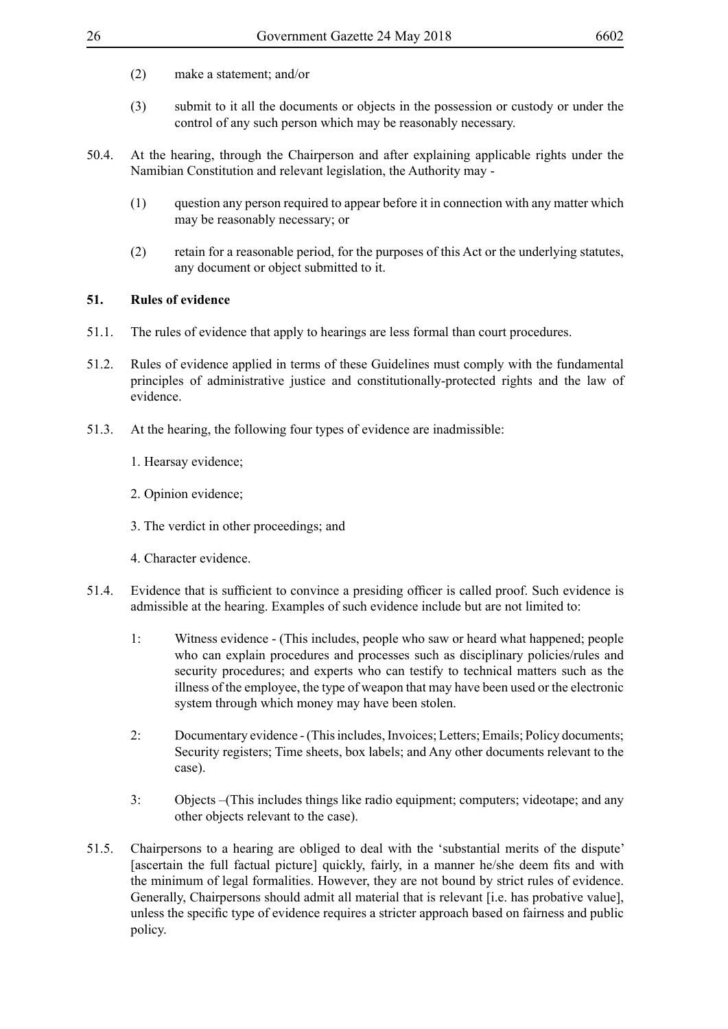(2) make a statement; and/or

(3) submit to it all the documents or objects in the possession or custody or under the control of any such person which may be reasonably necessary.

50.4. At the hearing, through the Chairperson and after explaining applicable rights under the Namibian Constitution and relevant legislation, the Authority may -

(1) question any person required to appear before it in connection with any matter which may be reasonably necessary; or

(2) retain for a reasonable period, for the purposes of this Act or the underlying statutes, any document or object submitted to it.

**51. Rules of evidence**

51.1. The rules of evidence that apply to hearings are less formal than court procedures.

51.2. Rules of evidence applied in terms of these Guidelines must comply with the fundamental principles of administrative justice and constitutionally-protected rights and the law of evidence.

51.3. At the hearing, the following four types of evidence are inadmissible:

1. Hearsay evidence;

2. Opinion evidence;

3. The verdict in other proceedings; and

4. Character evidence.

51.4. Evidence that is sufficient to convince a presiding officer is called proof. Such evidence is admissible at the hearing. Examples of such evidence include but are not limited to:

1: Witness evidence - (This includes, people who saw or heard what happened; people who can explain procedures and processes such as disciplinary policies/rules and security procedures; and experts who can testify to technical matters such as the illness of the employee, the type of weapon that may have been used or the electronic system through which money may have been stolen.

2: Documentary evidence - (This includes, Invoices; Letters; Emails; Policy documents; Security registers; Time sheets, box labels; and Any other documents relevant to the case).

3: Objects –(This includes things like radio equipment; computers; videotape; and any other objects relevant to the case).

51.5. Chairpersons to a hearing are obliged to deal with the 'substantial merits of the dispute' [ascertain the full factual picture] quickly, fairly, in a manner he/she deem fits and with the minimum of legal formalities. However, they are not bound by strict rules of evidence. Generally, Chairpersons should admit all material that is relevant [i.e. has probative value], unless the specific type of evidence requires a stricter approach based on fairness and public policy.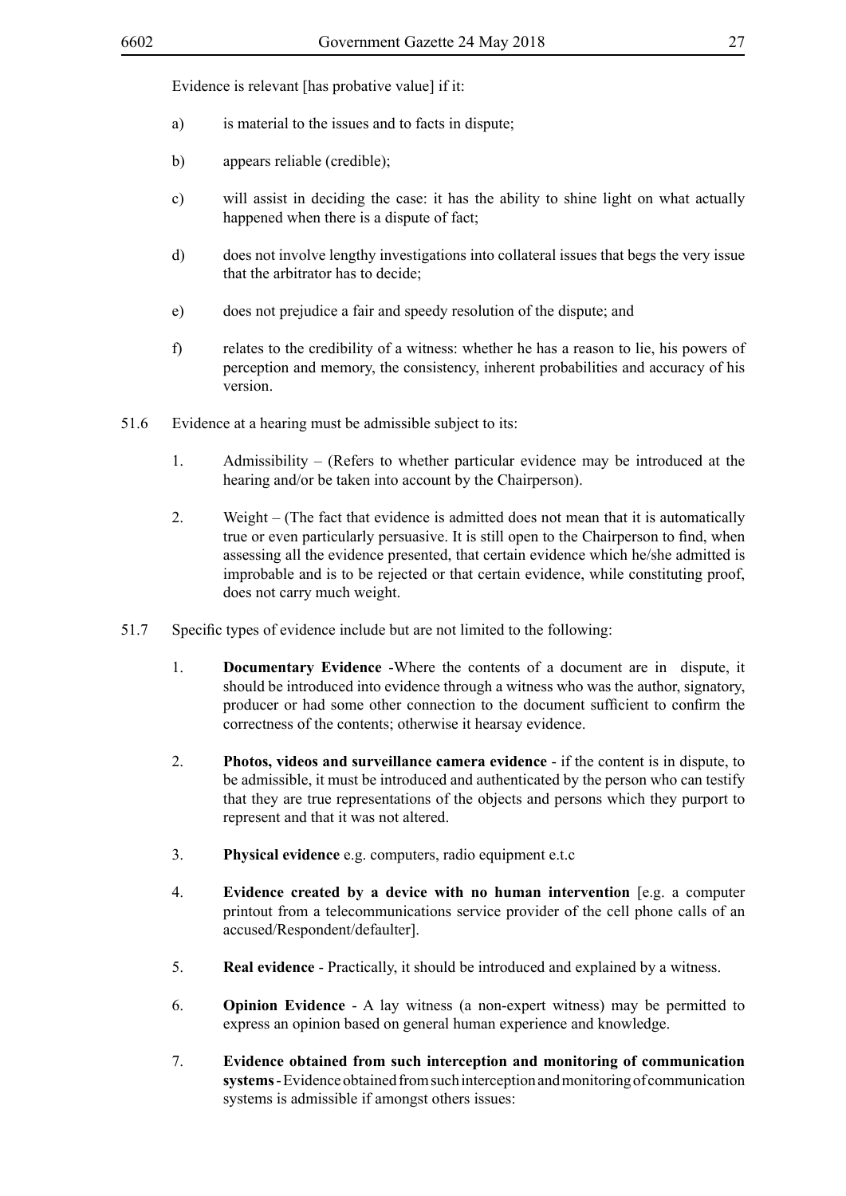Evidence is relevant [has probative value] if it:

a) is material to the issues and to facts in dispute;

b) appears reliable (credible);

c) will assist in deciding the case: it has the ability to shine light on what actually happened when there is a dispute of fact;

d) does not involve lengthy investigations into collateral issues that begs the very issue that the arbitrator has to decide;

e) does not prejudice a fair and speedy resolution of the dispute; and

f) relates to the credibility of a witness: whether he has a reason to lie, his powers of perception and memory, the consistency, inherent probabilities and accuracy of his version.

51.6 Evidence at a hearing must be admissible subject to its:

1. Admissibility – (Refers to whether particular evidence may be introduced at the hearing and/or be taken into account by the Chairperson).

2. Weight – (The fact that evidence is admitted does not mean that it is automatically true or even particularly persuasive. It is still open to the Chairperson to find, when assessing all the evidence presented, that certain evidence which he/she admitted is improbable and is to be rejected or that certain evidence, while constituting proof, does not carry much weight.

51.7 Specific types of evidence include but are not limited to the following:

1. **Documentary Evidence** -Where the contents of a document are in dispute, it should be introduced into evidence through a witness who was the author, signatory, producer or had some other connection to the document sufficient to confirm the correctness of the contents; otherwise it hearsay evidence.

2. **Photos, videos and surveillance camera evidence** - if the content is in dispute, to be admissible, it must be introduced and authenticated by the person who can testify that they are true representations of the objects and persons which they purport to represent and that it was not altered.

3. **Physical evidence** e.g. computers, radio equipment e.t.c

4. **Evidence created by a device with no human intervention** [e.g. a computer printout from a telecommunications service provider of the cell phone calls of an accused/Respondent/defaulter].

5. **Real evidence** - Practically, it should be introduced and explained by a witness.

6. **Opinion Evidence** - A lay witness (a non-expert witness) may be permitted to express an opinion based on general human experience and knowledge.

7. **Evidence obtained from such interception and monitoring of communication systems** - Evidence obtained from such interception and monitoring of communication systems is admissible if amongst others issues: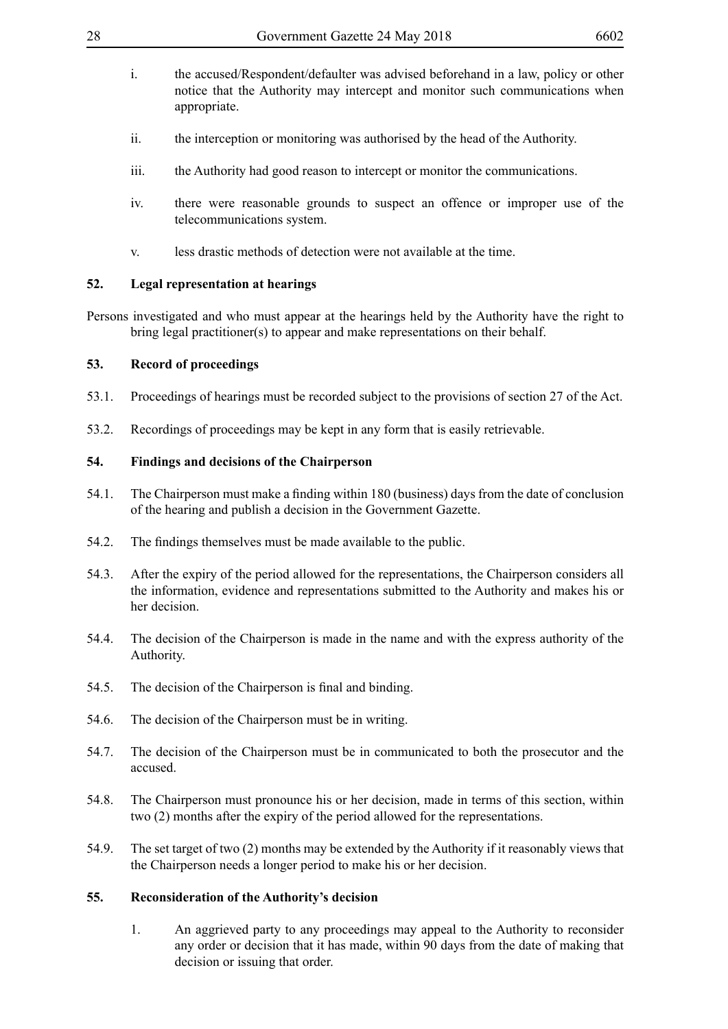i. the accused/Respondent/defaulter was advised beforehand in a law, policy or other notice that the Authority may intercept and monitor such communications when appropriate.

ii. the interception or monitoring was authorised by the head of the Authority.

iii. the Authority had good reason to intercept or monitor the communications.

iv. there were reasonable grounds to suspect an offence or improper use of the telecommunications system.

v. less drastic methods of detection were not available at the time.

## 52. Legal representation at hearings

Persons investigated and who must appear at the hearings held by the Authority have the right to bring legal practitioner(s) to appear and make representations on their behalf.

## 53. Record of proceedings

53.1. Proceedings of hearings must be recorded subject to the provisions of section 27 of the Act.

53.2. Recordings of proceedings may be kept in any form that is easily retrievable.

## 54. Findings and decisions of the Chairperson

54.1. The Chairperson must make a finding within 180 (business) days from the date of conclusion of the hearing and publish a decision in the Government Gazette.

54.2. The findings themselves must be made available to the public.

54.3. After the expiry of the period allowed for the representations, the Chairperson considers all the information, evidence and representations submitted to the Authority and makes his or her decision.

54.4. The decision of the Chairperson is made in the name and with the express authority of the Authority.

54.5. The decision of the Chairperson is final and binding.

54.6. The decision of the Chairperson must be in writing.

54.7. The decision of the Chairperson must be in communicated to both the prosecutor and the accused.

54.8. The Chairperson must pronounce his or her decision, made in terms of this section, within two (2) months after the expiry of the period allowed for the representations.

54.9. The set target of two (2) months may be extended by the Authority if it reasonably views that the Chairperson needs a longer period to make his or her decision.

## 55. Reconsideration of the Authority's decision

1. An aggrieved party to any proceedings may appeal to the Authority to reconsider any order or decision that it has made, within 90 days from the date of making that decision or issuing that order.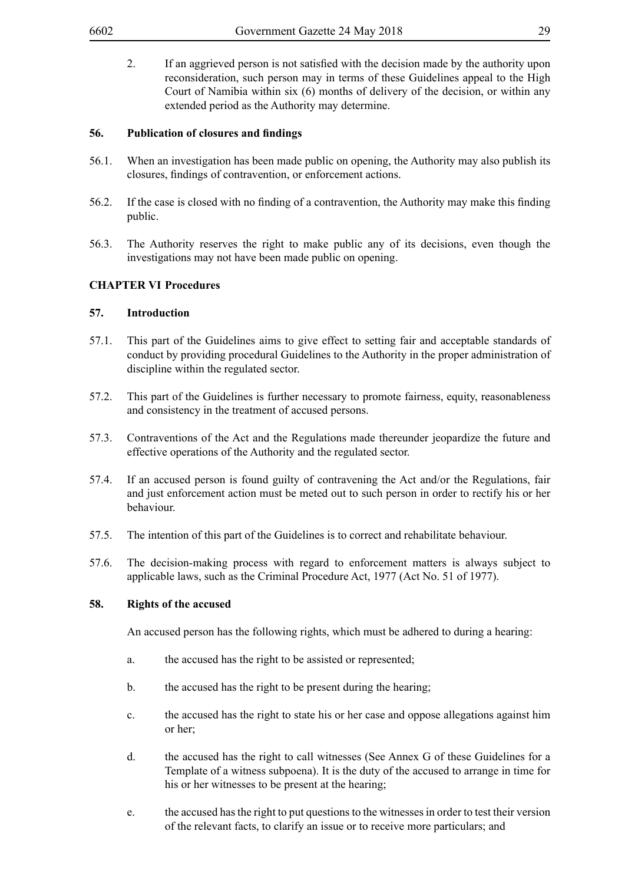2. If an aggrieved person is not satisfied with the decision made by the authority upon reconsideration, such person may in terms of these Guidelines appeal to the High Court of Namibia within six (6) months of delivery of the decision, or within any extended period as the Authority may determine.

### 56. Publication of closures and findings

56.1. When an investigation has been made public on opening, the Authority may also publish its closures, findings of contravention, or enforcement actions.

56.2. If the case is closed with no finding of a contravention, the Authority may make this finding public.

56.3. The Authority reserves the right to make public any of its decisions, even though the investigations may not have been made public on opening.

## CHAPTER VI Procedures

### 57. Introduction

57.1. This part of the Guidelines aims to give effect to setting fair and acceptable standards of conduct by providing procedural Guidelines to the Authority in the proper administration of discipline within the regulated sector.

57.2. This part of the Guidelines is further necessary to promote fairness, equity, reasonableness and consistency in the treatment of accused persons.

57.3. Contraventions of the Act and the Regulations made thereunder jeopardize the future and effective operations of the Authority and the regulated sector.

57.4. If an accused person is found guilty of contravening the Act and/or the Regulations, fair and just enforcement action must be meted out to such person in order to rectify his or her behaviour.

57.5. The intention of this part of the Guidelines is to correct and rehabilitate behaviour.

57.6. The decision-making process with regard to enforcement matters is always subject to applicable laws, such as the Criminal Procedure Act, 1977 (Act No. 51 of 1977).

### 58. Rights of the accused

An accused person has the following rights, which must be adhered to during a hearing:

a. the accused has the right to be assisted or represented;

b. the accused has the right to be present during the hearing;

c. the accused has the right to state his or her case and oppose allegations against him or her;

d. the accused has the right to call witnesses (See Annex G of these Guidelines for a Template of a witness subpoena). It is the duty of the accused to arrange in time for his or her witnesses to be present at the hearing;

e. the accused has the right to put questions to the witnesses in order to test their version of the relevant facts, to clarify an issue or to receive more particulars; and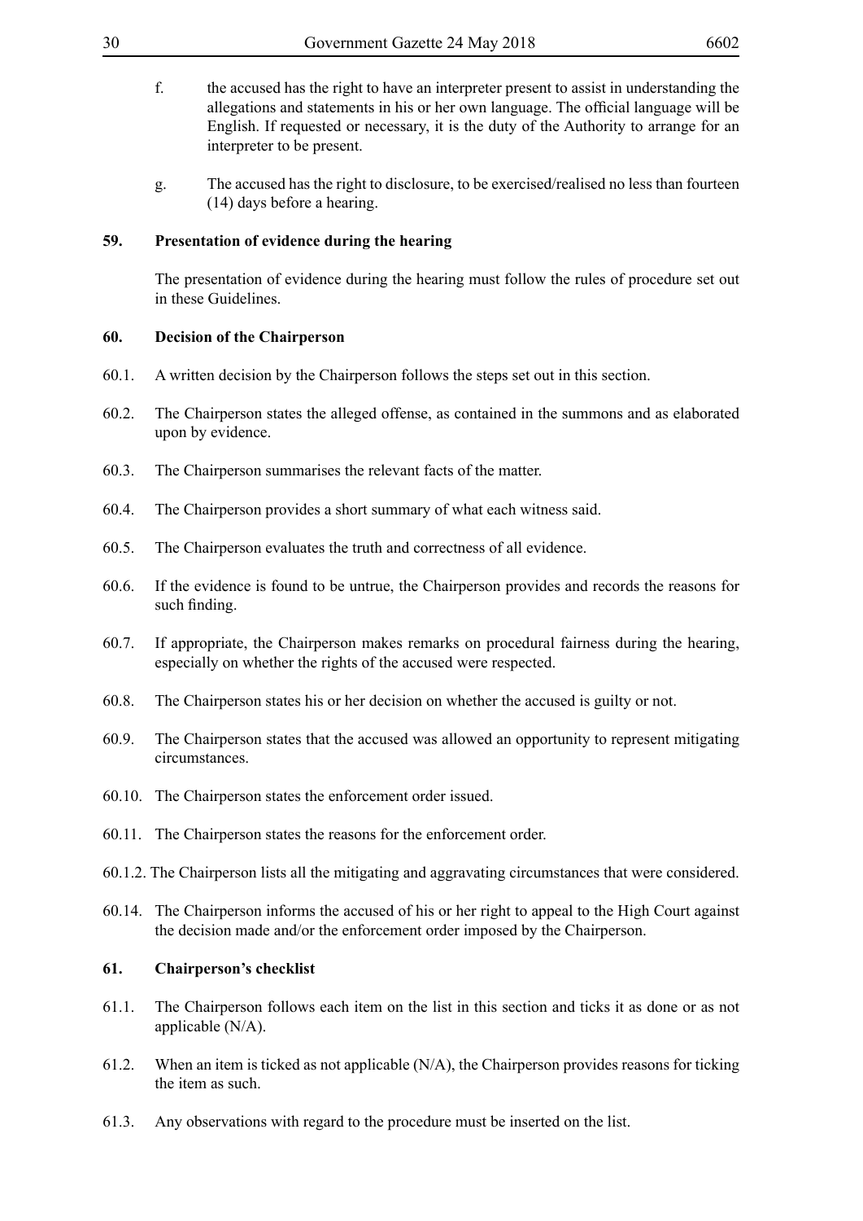f. the accused has the right to have an interpreter present to assist in understanding the allegations and statements in his or her own language. The official language will be English. If requested or necessary, it is the duty of the Authority to arrange for an interpreter to be present.

g. The accused has the right to disclosure, to be exercised/realised no less than fourteen (14) days before a hearing.

### 59. Presentation of evidence during the hearing

The presentation of evidence during the hearing must follow the rules of procedure set out in these Guidelines.

### 60. Decision of the Chairperson

60.1. A written decision by the Chairperson follows the steps set out in this section.

60.2. The Chairperson states the alleged offense, as contained in the summons and as elaborated upon by evidence.

60.3. The Chairperson summarises the relevant facts of the matter.

60.4. The Chairperson provides a short summary of what each witness said.

60.5. The Chairperson evaluates the truth and correctness of all evidence.

60.6. If the evidence is found to be untrue, the Chairperson provides and records the reasons for such finding.

60.7. If appropriate, the Chairperson makes remarks on procedural fairness during the hearing, especially on whether the rights of the accused were respected.

60.8. The Chairperson states his or her decision on whether the accused is guilty or not.

60.9. The Chairperson states that the accused was allowed an opportunity to represent mitigating circumstances.

60.10. The Chairperson states the enforcement order issued.

60.11. The Chairperson states the reasons for the enforcement order.

60.1.2. The Chairperson lists all the mitigating and aggravating circumstances that were considered.

60.14. The Chairperson informs the accused of his or her right to appeal to the High Court against the decision made and/or the enforcement order imposed by the Chairperson.

### 61. Chairperson's checklist

61.1. The Chairperson follows each item on the list in this section and ticks it as done or as not applicable (N/A).

61.2. When an item is ticked as not applicable (N/A), the Chairperson provides reasons for ticking the item as such.

61.3. Any observations with regard to the procedure must be inserted on the list.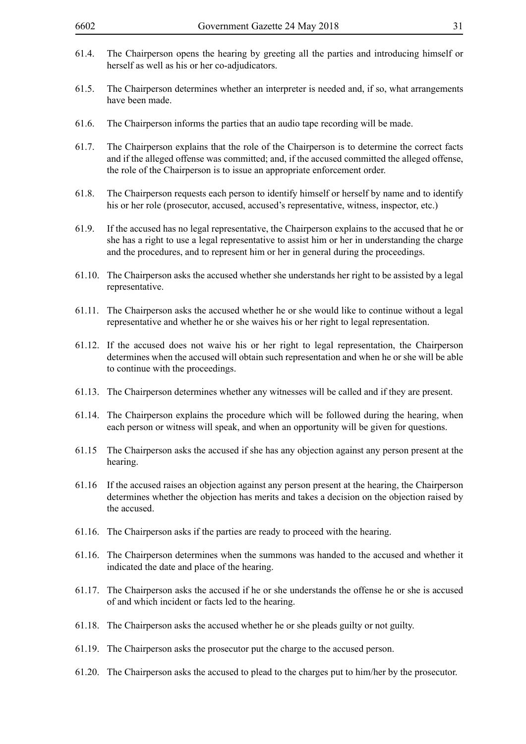61.4. The Chairperson opens the hearing by greeting all the parties and introducing himself or herself as well as his or her co-adjudicators.

61.5. The Chairperson determines whether an interpreter is needed and, if so, what arrangements have been made.

61.6. The Chairperson informs the parties that an audio tape recording will be made.

61.7. The Chairperson explains that the role of the Chairperson is to determine the correct facts and if the alleged offense was committed; and, if the accused committed the alleged offense, the role of the Chairperson is to issue an appropriate enforcement order.

61.8. The Chairperson requests each person to identify himself or herself by name and to identify his or her role (prosecutor, accused, accused's representative, witness, inspector, etc.)

61.9. If the accused has no legal representative, the Chairperson explains to the accused that he or she has a right to use a legal representative to assist him or her in understanding the charge and the procedures, and to represent him or her in general during the proceedings.

61.10. The Chairperson asks the accused whether she understands her right to be assisted by a legal representative.

61.11. The Chairperson asks the accused whether he or she would like to continue without a legal representative and whether he or she waives his or her right to legal representation.

61.12. If the accused does not waive his or her right to legal representation, the Chairperson determines when the accused will obtain such representation and when he or she will be able to continue with the proceedings.

61.13. The Chairperson determines whether any witnesses will be called and if they are present.

61.14. The Chairperson explains the procedure which will be followed during the hearing, when each person or witness will speak, and when an opportunity will be given for questions.

61.15 The Chairperson asks the accused if she has any objection against any person present at the hearing.

61.16 If the accused raises an objection against any person present at the hearing, the Chairperson determines whether the objection has merits and takes a decision on the objection raised by the accused.

61.16. The Chairperson asks if the parties are ready to proceed with the hearing.

61.16. The Chairperson determines when the summons was handed to the accused and whether it indicated the date and place of the hearing.

61.17. The Chairperson asks the accused if he or she understands the offense he or she is accused of and which incident or facts led to the hearing.

61.18. The Chairperson asks the accused whether he or she pleads guilty or not guilty.

61.19. The Chairperson asks the prosecutor put the charge to the accused person.

61.20. The Chairperson asks the accused to plead to the charges put to him/her by the prosecutor.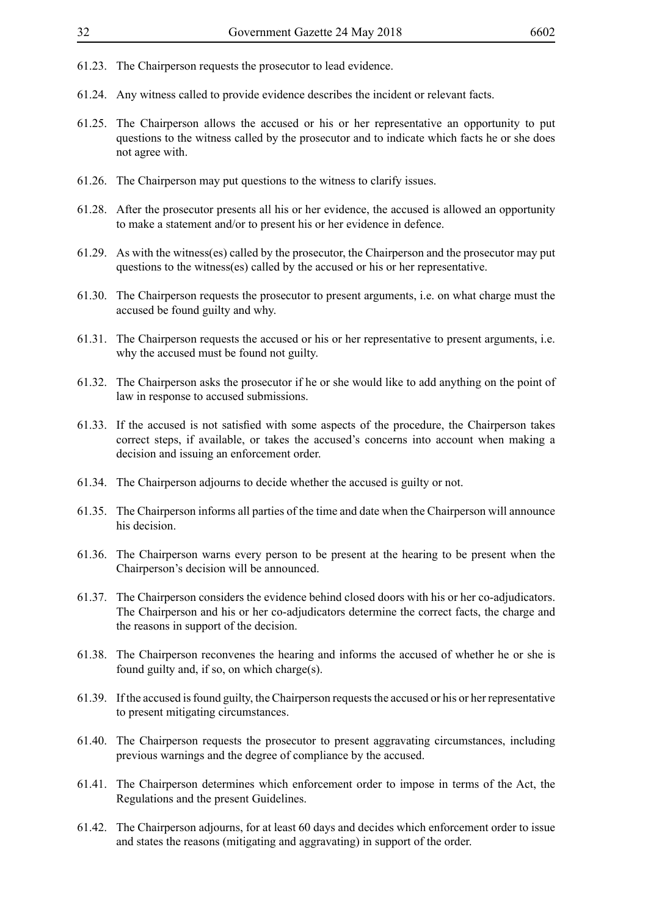61.23. The Chairperson requests the prosecutor to lead evidence.

61.24. Any witness called to provide evidence describes the incident or relevant facts.

61.25. The Chairperson allows the accused or his or her representative an opportunity to put questions to the witness called by the prosecutor and to indicate which facts he or she does not agree with.

61.26. The Chairperson may put questions to the witness to clarify issues.

61.28. After the prosecutor presents all his or her evidence, the accused is allowed an opportunity to make a statement and/or to present his or her evidence in defence.

61.29. As with the witness(es) called by the prosecutor, the Chairperson and the prosecutor may put questions to the witness(es) called by the accused or his or her representative.

61.30. The Chairperson requests the prosecutor to present arguments, i.e. on what charge must the accused be found guilty and why.

61.31. The Chairperson requests the accused or his or her representative to present arguments, i.e. why the accused must be found not guilty.

61.32. The Chairperson asks the prosecutor if he or she would like to add anything on the point of law in response to accused submissions.

61.33. If the accused is not satisfied with some aspects of the procedure, the Chairperson takes correct steps, if available, or takes the accused's concerns into account when making a decision and issuing an enforcement order.

61.34. The Chairperson adjourns to decide whether the accused is guilty or not.

61.35. The Chairperson informs all parties of the time and date when the Chairperson will announce his decision.

61.36. The Chairperson warns every person to be present at the hearing to be present when the Chairperson's decision will be announced.

61.37. The Chairperson considers the evidence behind closed doors with his or her co-adjudicators. The Chairperson and his or her co-adjudicators determine the correct facts, the charge and the reasons in support of the decision.

61.38. The Chairperson reconvenes the hearing and informs the accused of whether he or she is found guilty and, if so, on which charge(s).

61.39. If the accused is found guilty, the Chairperson requests the accused or his or her representative to present mitigating circumstances.

61.40. The Chairperson requests the prosecutor to present aggravating circumstances, including previous warnings and the degree of compliance by the accused.

61.41. The Chairperson determines which enforcement order to impose in terms of the Act, the Regulations and the present Guidelines.

61.42. The Chairperson adjourns, for at least 60 days and decides which enforcement order to issue and states the reasons (mitigating and aggravating) in support of the order.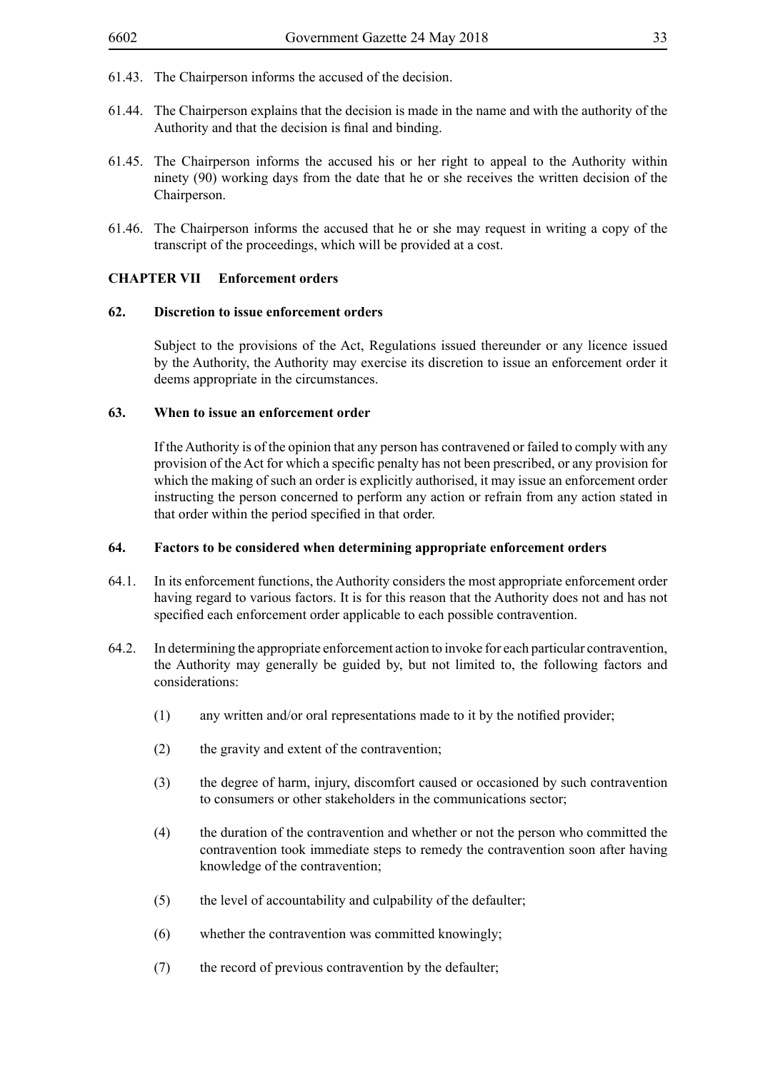61.43. The Chairperson informs the accused of the decision.

61.44. The Chairperson explains that the decision is made in the name and with the authority of the Authority and that the decision is final and binding.

61.45. The Chairperson informs the accused his or her right to appeal to the Authority within ninety (90) working days from the date that he or she receives the written decision of the Chairperson.

61.46. The Chairperson informs the accused that he or she may request in writing a copy of the transcript of the proceedings, which will be provided at a cost.

## CHAPTER VII Enforcement orders

### 62. Discretion to issue enforcement orders

Subject to the provisions of the Act, Regulations issued thereunder or any licence issued by the Authority, the Authority may exercise its discretion to issue an enforcement order it deems appropriate in the circumstances.

### 63. When to issue an enforcement order

If the Authority is of the opinion that any person has contravened or failed to comply with any provision of the Act for which a specific penalty has not been prescribed, or any provision for which the making of such an order is explicitly authorised, it may issue an enforcement order instructing the person concerned to perform any action or refrain from any action stated in that order within the period specified in that order.

### 64. Factors to be considered when determining appropriate enforcement orders

64.1. In its enforcement functions, the Authority considers the most appropriate enforcement order having regard to various factors. It is for this reason that the Authority does not and has not specified each enforcement order applicable to each possible contravention.

64.2. In determining the appropriate enforcement action to invoke for each particular contravention, the Authority may generally be guided by, but not limited to, the following factors and considerations:

(1) any written and/or oral representations made to it by the notified provider;

(2) the gravity and extent of the contravention;

(3) the degree of harm, injury, discomfort caused or occasioned by such contravention to consumers or other stakeholders in the communications sector;

(4) the duration of the contravention and whether or not the person who committed the contravention took immediate steps to remedy the contravention soon after having knowledge of the contravention;

(5) the level of accountability and culpability of the defaulter;

(6) whether the contravention was committed knowingly;

(7) the record of previous contravention by the defaulter;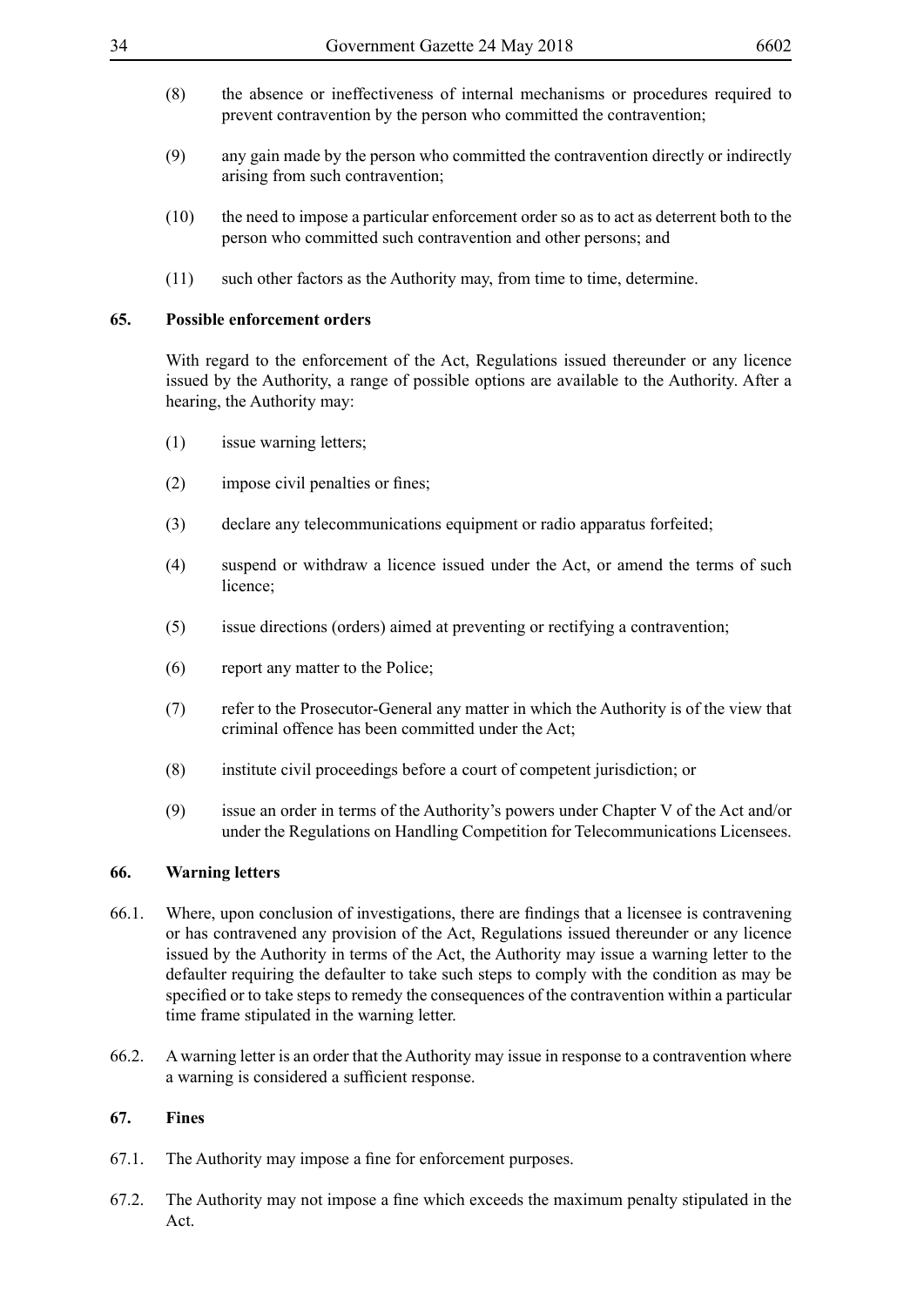(8) the absence or ineffectiveness of internal mechanisms or procedures required to prevent contravention by the person who committed the contravention;

(9) any gain made by the person who committed the contravention directly or indirectly arising from such contravention;

(10) the need to impose a particular enforcement order so as to act as deterrent both to the person who committed such contravention and other persons; and

(11) such other factors as the Authority may, from time to time, determine.

**65. Possible enforcement orders**

With regard to the enforcement of the Act, Regulations issued thereunder or any licence issued by the Authority, a range of possible options are available to the Authority. After a hearing, the Authority may:

(1) issue warning letters;

(2) impose civil penalties or fines;

(3) declare any telecommunications equipment or radio apparatus forfeited;

(4) suspend or withdraw a licence issued under the Act, or amend the terms of such licence;

(5) issue directions (orders) aimed at preventing or rectifying a contravention;

(6) report any matter to the Police;

(7) refer to the Prosecutor-General any matter in which the Authority is of the view that criminal offence has been committed under the Act;

(8) institute civil proceedings before a court of competent jurisdiction; or

(9) issue an order in terms of the Authority's powers under Chapter V of the Act and/or under the Regulations on Handling Competition for Telecommunications Licensees.

**66. Warning letters**

66.1. Where, upon conclusion of investigations, there are findings that a licensee is contravening or has contravened any provision of the Act, Regulations issued thereunder or any licence issued by the Authority in terms of the Act, the Authority may issue a warning letter to the defaulter requiring the defaulter to take such steps to comply with the condition as may be specified or to take steps to remedy the consequences of the contravention within a particular time frame stipulated in the warning letter.

66.2. A warning letter is an order that the Authority may issue in response to a contravention where a warning is considered a sufficient response.

**67. Fines**

67.1. The Authority may impose a fine for enforcement purposes.

67.2. The Authority may not impose a fine which exceeds the maximum penalty stipulated in the Act.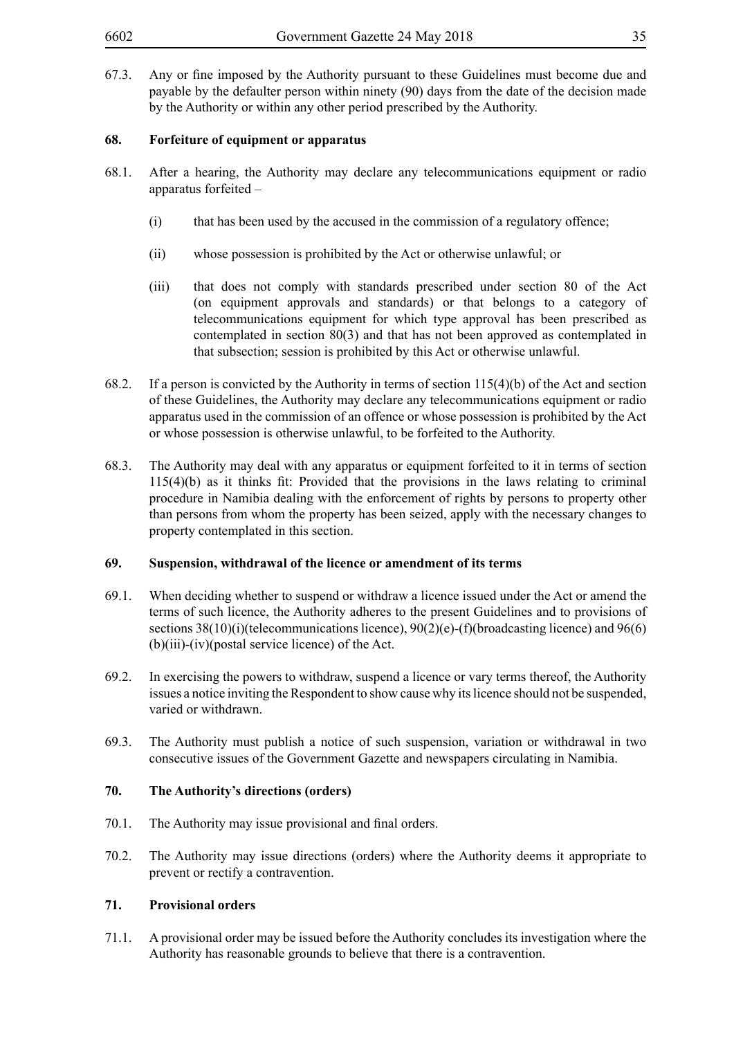67.3. Any or fine imposed by the Authority pursuant to these Guidelines must become due and payable by the defaulter person within ninety (90) days from the date of the decision made by the Authority or within any other period prescribed by the Authority.

**68. Forfeiture of equipment or apparatus**

68.1. After a hearing, the Authority may declare any telecommunications equipment or radio apparatus forfeited –

(i) that has been used by the accused in the commission of a regulatory offence;

(ii) whose possession is prohibited by the Act or otherwise unlawful; or

(iii) that does not comply with standards prescribed under section 80 of the Act (on equipment approvals and standards) or that belongs to a category of telecommunications equipment for which type approval has been prescribed as contemplated in section 80(3) and that has not been approved as contemplated in that subsection; session is prohibited by this Act or otherwise unlawful.

68.2. If a person is convicted by the Authority in terms of section 115(4)(b) of the Act and section of these Guidelines, the Authority may declare any telecommunications equipment or radio apparatus used in the commission of an offence or whose possession is prohibited by the Act or whose possession is otherwise unlawful, to be forfeited to the Authority.

68.3. The Authority may deal with any apparatus or equipment forfeited to it in terms of section 115(4)(b) as it thinks fit: Provided that the provisions in the laws relating to criminal procedure in Namibia dealing with the enforcement of rights by persons to property other than persons from whom the property has been seized, apply with the necessary changes to property contemplated in this section.

**69. Suspension, withdrawal of the licence or amendment of its terms**

69.1. When deciding whether to suspend or withdraw a licence issued under the Act or amend the terms of such licence, the Authority adheres to the present Guidelines and to provisions of sections 38(10)(i)(telecommunications licence), 90(2)(e)-(f)(broadcasting licence) and 96(6)(b)(iii)-(iv)(postal service licence) of the Act.

69.2. In exercising the powers to withdraw, suspend a licence or vary terms thereof, the Authority issues a notice inviting the Respondent to show cause why its licence should not be suspended, varied or withdrawn.

69.3. The Authority must publish a notice of such suspension, variation or withdrawal in two consecutive issues of the Government Gazette and newspapers circulating in Namibia.

**70. The Authority's directions (orders)**

70.1. The Authority may issue provisional and final orders.

70.2. The Authority may issue directions (orders) where the Authority deems it appropriate to prevent or rectify a contravention.

**71. Provisional orders**

71.1. A provisional order may be issued before the Authority concludes its investigation where the Authority has reasonable grounds to believe that there is a contravention.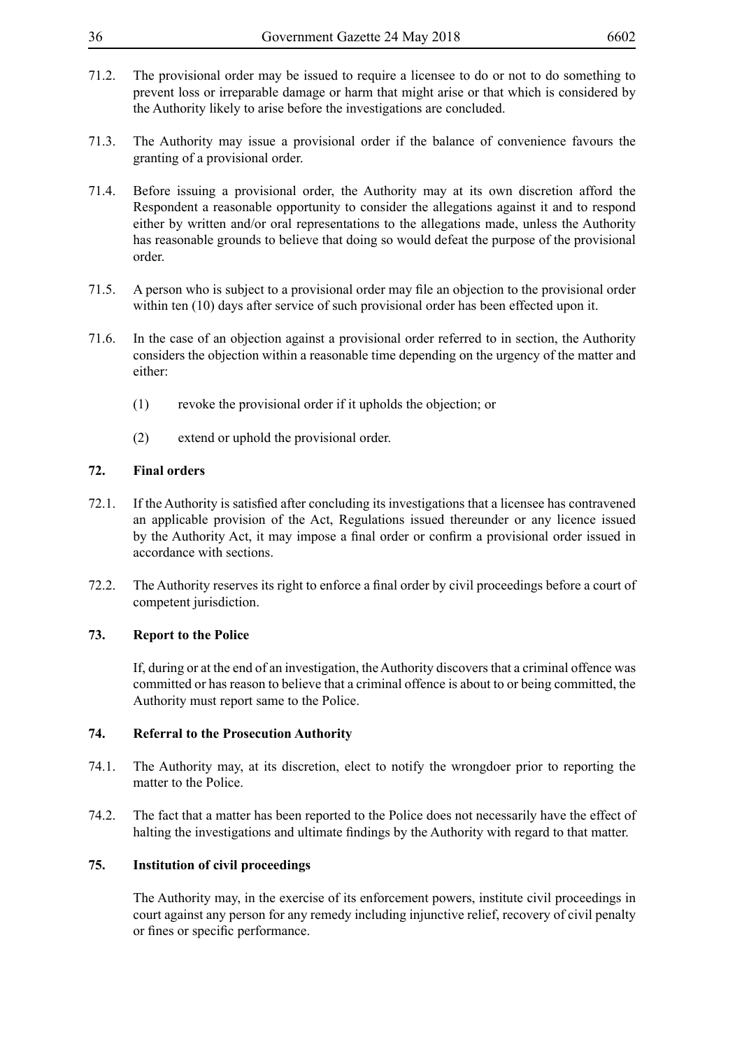71.2. The provisional order may be issued to require a licensee to do or not to do something to prevent loss or irreparable damage or harm that might arise or that which is considered by the Authority likely to arise before the investigations are concluded.

71.3. The Authority may issue a provisional order if the balance of convenience favours the granting of a provisional order.

71.4. Before issuing a provisional order, the Authority may at its own discretion afford the Respondent a reasonable opportunity to consider the allegations against it and to respond either by written and/or oral representations to the allegations made, unless the Authority has reasonable grounds to believe that doing so would defeat the purpose of the provisional order.

71.5. A person who is subject to a provisional order may file an objection to the provisional order within ten (10) days after service of such provisional order has been effected upon it.

71.6. In the case of an objection against a provisional order referred to in section, the Authority considers the objection within a reasonable time depending on the urgency of the matter and either:

(1) revoke the provisional order if it upholds the objection; or

(2) extend or uphold the provisional order.

**72. Final orders**

72.1. If the Authority is satisfied after concluding its investigations that a licensee has contravened an applicable provision of the Act, Regulations issued thereunder or any licence issued by the Authority Act, it may impose a final order or confirm a provisional order issued in accordance with sections.

72.2. The Authority reserves its right to enforce a final order by civil proceedings before a court of competent jurisdiction.

**73. Report to the Police**

If, during or at the end of an investigation, the Authority discovers that a criminal offence was committed or has reason to believe that a criminal offence is about to or being committed, the Authority must report same to the Police.

**74. Referral to the Prosecution Authority**

74.1. The Authority may, at its discretion, elect to notify the wrongdoer prior to reporting the matter to the Police.

74.2. The fact that a matter has been reported to the Police does not necessarily have the effect of halting the investigations and ultimate findings by the Authority with regard to that matter.

**75. Institution of civil proceedings**

The Authority may, in the exercise of its enforcement powers, institute civil proceedings in court against any person for any remedy including injunctive relief, recovery of civil penalty or fines or specific performance.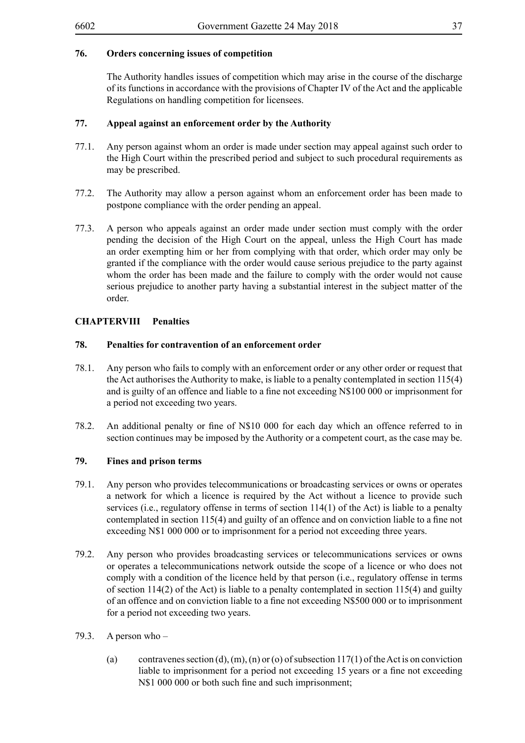### 76. Orders concerning issues of competition

The Authority handles issues of competition which may arise in the course of the discharge of its functions in accordance with the provisions of Chapter IV of the Act and the applicable Regulations on handling competition for licensees.

### 77. Appeal against an enforcement order by the Authority

77.1. Any person against whom an order is made under section may appeal against such order to the High Court within the prescribed period and subject to such procedural requirements as may be prescribed.

77.2. The Authority may allow a person against whom an enforcement order has been made to postpone compliance with the order pending an appeal.

77.3. A person who appeals against an order made under section must comply with the order pending the decision of the High Court on the appeal, unless the High Court has made an order exempting him or her from complying with that order, which order may only be granted if the compliance with the order would cause serious prejudice to the party against whom the order has been made and the failure to comply with the order would not cause serious prejudice to another party having a substantial interest in the subject matter of the order.

## CHAPTERVIII Penalties

### 78. Penalties for contravention of an enforcement order

78.1. Any person who fails to comply with an enforcement order or any other order or request that the Act authorises the Authority to make, is liable to a penalty contemplated in section 115(4) and is guilty of an offence and liable to a fine not exceeding N$100 000 or imprisonment for a period not exceeding two years.

78.2. An additional penalty or fine of N$10 000 for each day which an offence referred to in section continues may be imposed by the Authority or a competent court, as the case may be.

### 79. Fines and prison terms

79.1. Any person who provides telecommunications or broadcasting services or owns or operates a network for which a licence is required by the Act without a licence to provide such services (i.e., regulatory offense in terms of section 114(1) of the Act) is liable to a penalty contemplated in section 115(4) and guilty of an offence and on conviction liable to a fine not exceeding N$1 000 000 or to imprisonment for a period not exceeding three years.

79.2. Any person who provides broadcasting services or telecommunications services or owns or operates a telecommunications network outside the scope of a licence or who does not comply with a condition of the licence held by that person (i.e., regulatory offense in terms of section 114(2) of the Act) is liable to a penalty contemplated in section 115(4) and guilty of an offence and on conviction liable to a fine not exceeding N$500 000 or to imprisonment for a period not exceeding two years.

79.3. A person who –

(a) contravenes section (d), (m), (n) or (o) of subsection 117(1) of the Act is on conviction liable to imprisonment for a period not exceeding 15 years or a fine not exceeding N$1 000 000 or both such fine and such imprisonment;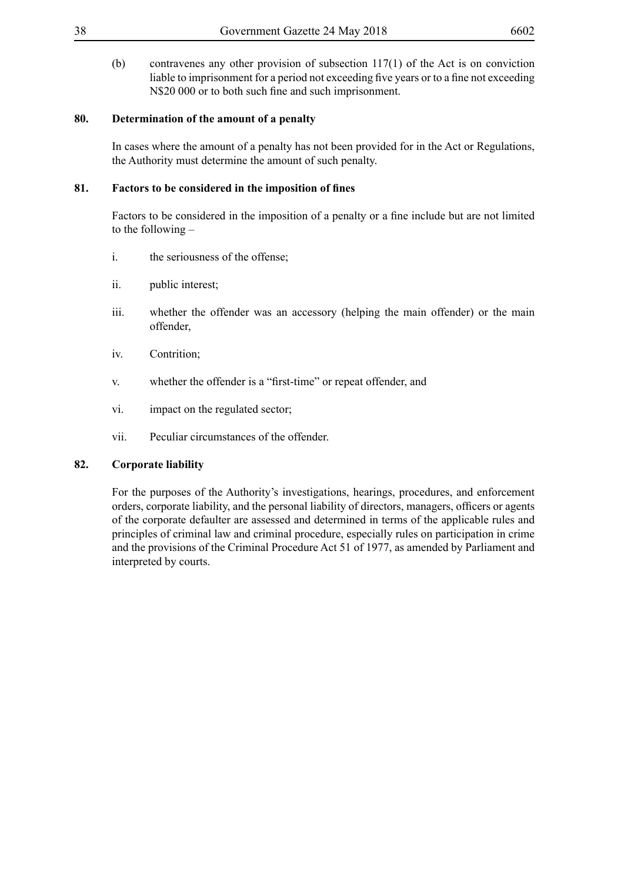(b) contravenes any other provision of subsection 117(1) of the Act is on conviction liable to imprisonment for a period not exceeding five years or to a fine not exceeding N$20 000 or to both such fine and such imprisonment.

**80. Determination of the amount of a penalty**

In cases where the amount of a penalty has not been provided for in the Act or Regulations, the Authority must determine the amount of such penalty.

**81. Factors to be considered in the imposition of fines**

Factors to be considered in the imposition of a penalty or a fine include but are not limited to the following –

i. the seriousness of the offense;

ii. public interest;

iii. whether the offender was an accessory (helping the main offender) or the main offender,

iv. Contrition;

v. whether the offender is a "first-time" or repeat offender, and

vi. impact on the regulated sector;

vii. Peculiar circumstances of the offender.

**82. Corporate liability**

For the purposes of the Authority's investigations, hearings, procedures, and enforcement orders, corporate liability, and the personal liability of directors, managers, officers or agents of the corporate defaulter are assessed and determined in terms of the applicable rules and principles of criminal law and criminal procedure, especially rules on participation in crime and the provisions of the Criminal Procedure Act 51 of 1977, as amended by Parliament and interpreted by courts.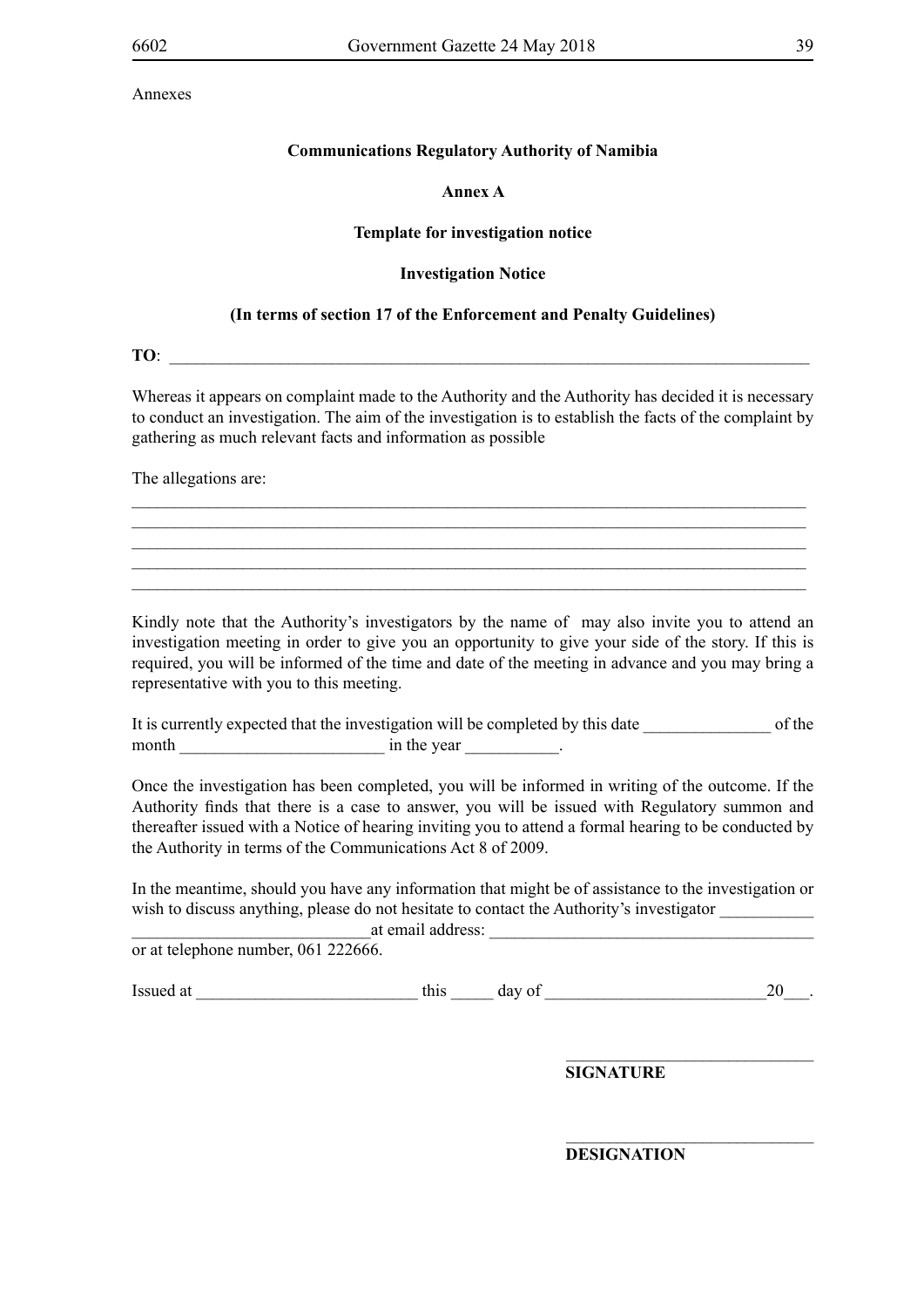Annexes

**Communications Regulatory Authority of Namibia**

**Annex A**

**Template for investigation notice**

**Investigation Notice**

**(In terms of section 17 of the Enforcement and Penalty Guidelines)**

**TO**: ______________________________________________________________________________

Whereas it appears on complaint made to the Authority and the Authority has decided it is necessary to conduct an investigation. The aim of the investigation is to establish the facts of the complaint by gathering as much relevant facts and information as possible

The allegations are:

_________________________________________________________________________________
_________________________________________________________________________________
_________________________________________________________________________________
_________________________________________________________________________________
_________________________________________________________________________________

Kindly note that the Authority's investigators by the name of may also invite you to attend an investigation meeting in order to give you an opportunity to give your side of the story. If this is required, you will be informed of the time and date of the meeting in advance and you may bring a representative with you to this meeting.

It is currently expected that the investigation will be completed by this date _______________ of the month ________________________ in the year ___________.

Once the investigation has been completed, you will be informed in writing of the outcome. If the Authority finds that there is a case to answer, you will be issued with Regulatory summon and thereafter issued with a Notice of hearing inviting you to attend a formal hearing to be conducted by the Authority in terms of the Communications Act 8 of 2009.

In the meantime, should you have any information that might be of assistance to the investigation or wish to discuss anything, please do not hesitate to contact the Authority's investigator ___________ ____________________________at email address: ______________________________________ or at telephone number, 061 222666.

Issued at __________________________ this _____ day of __________________________20___.

______________________________
**SIGNATURE**

______________________________
**DESIGNATION**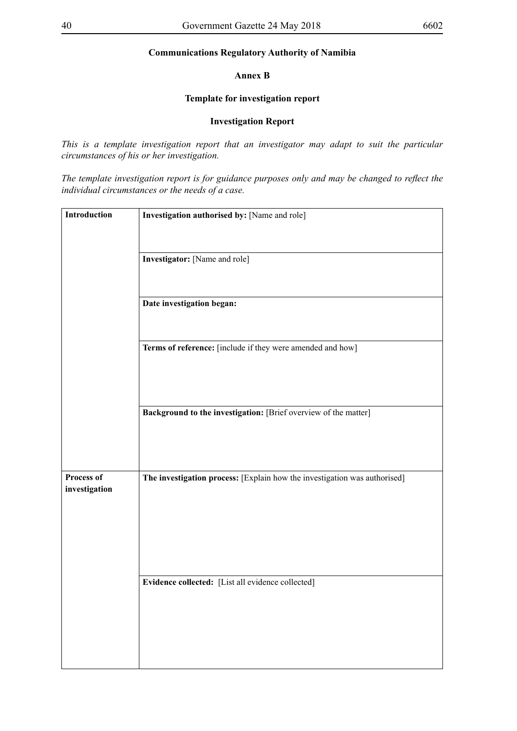**Communications Regulatory Authority of Namibia**

**Annex B**

**Template for investigation report**

**Investigation Report**

*This is a template investigation report that an investigator may adapt to suit the particular circumstances of his or her investigation.*

*The template investigation report is for guidance purposes only and may be changed to reflect the individual circumstances or the needs of a case.*

| | |
|---|---|
| **Introduction** | **Investigation authorised by:** [Name and role] |
| | **Investigator:** [Name and role] |
| | **Date investigation began:** |
| | **Terms of reference:** [include if they were amended and how] |
| | **Background to the investigation:** [Brief overview of the matter] |
| **Process of investigation** | **The investigation process:** [Explain how the investigation was authorised] |
| | **Evidence collected:** [List all evidence collected] |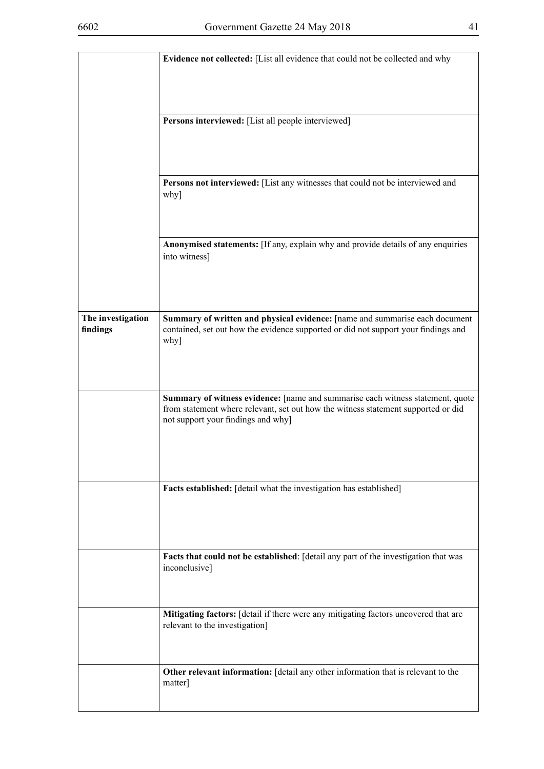| | |
|---|---|
| | **Evidence not collected:** [List all evidence that could not be collected and why |
| | **Persons interviewed:** [List all people interviewed] |
| | **Persons not interviewed:** [List any witnesses that could not be interviewed and why] |
| | **Anonymised statements:** [If any, explain why and provide details of any enquiries into witness] |
| **The investigation findings** | **Summary of written and physical evidence:** [name and summarise each document contained, set out how the evidence supported or did not support your findings and why] |
| | **Summary of witness evidence:** [name and summarise each witness statement, quote from statement where relevant, set out how the witness statement supported or did not support your findings and why] |
| | **Facts established:** [detail what the investigation has established] |
| | **Facts that could not be established**: [detail any part of the investigation that was inconclusive] |
| | **Mitigating factors:** [detail if there were any mitigating factors uncovered that are relevant to the investigation] |
| | **Other relevant information:** [detail any other information that is relevant to the matter] |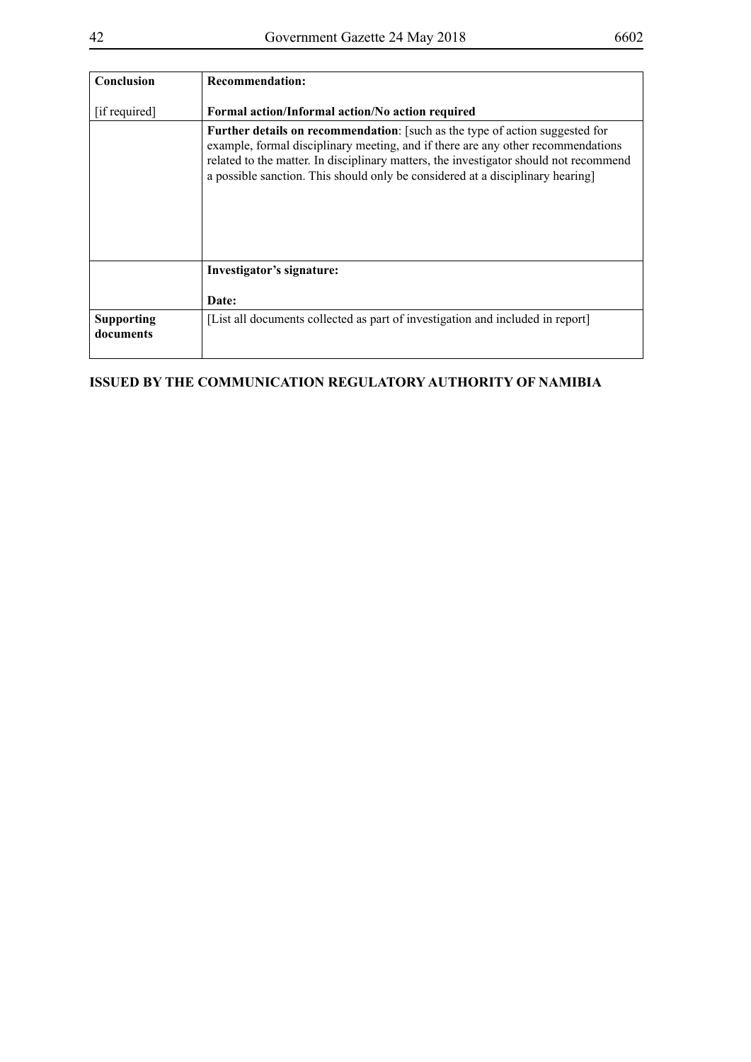| **Conclusion** <br><br> [if required] | **Recommendation:** <br><br> **Formal action/Informal action/No action required** |
|---|---|
| | **Further details on recommendation**: [such as the type of action suggested for example, formal disciplinary meeting, and if there are any other recommendations related to the matter. In disciplinary matters, the investigator should not recommend a possible sanction. This should only be considered at a disciplinary hearing] |
| | **Investigator's signature:** <br><br> **Date:** |
| **Supporting documents** | [List all documents collected as part of investigation and included in report] |

**ISSUED BY THE COMMUNICATION REGULATORY AUTHORITY OF NAMIBIA**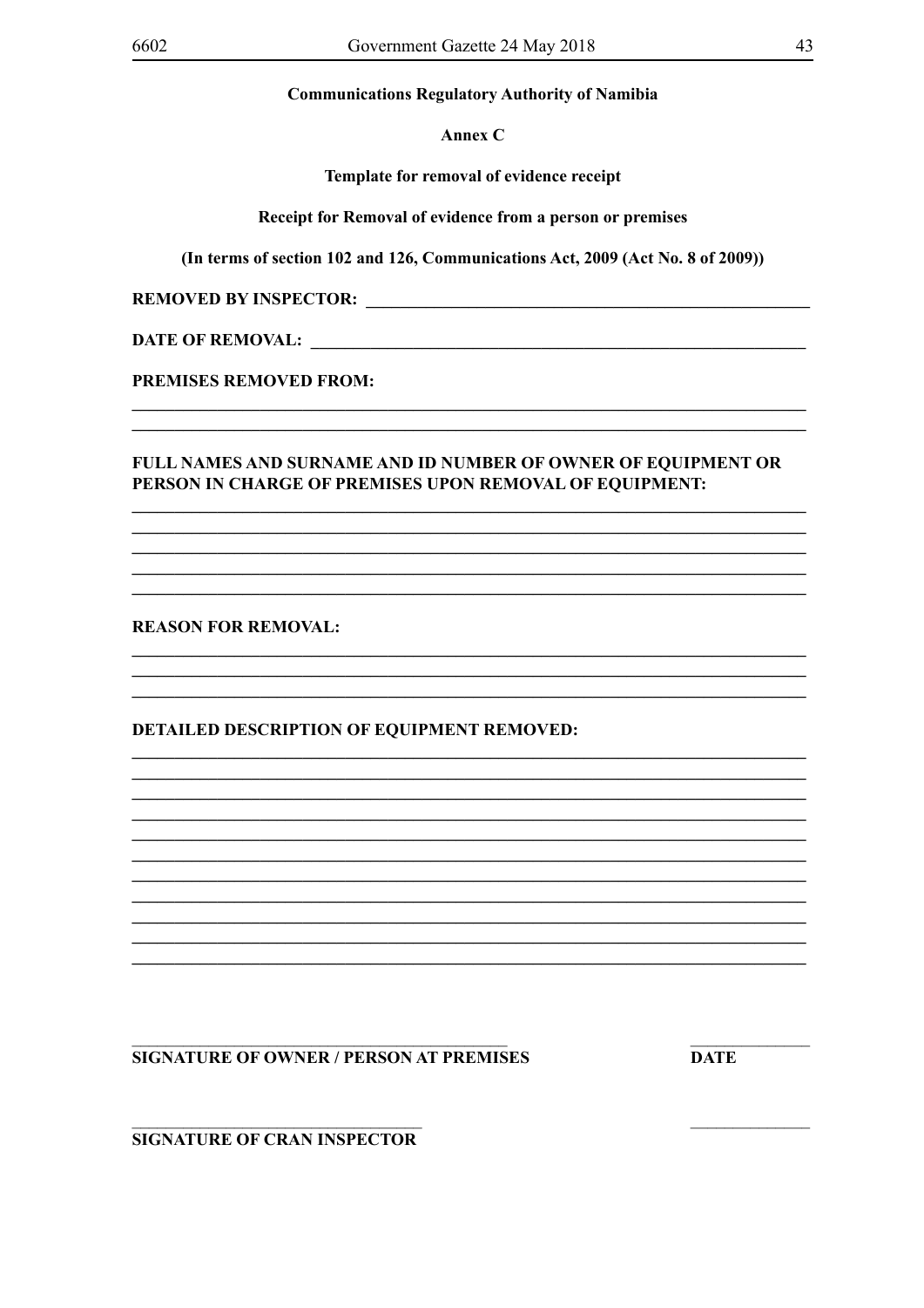**Communications Regulatory Authority of Namibia**

**Annex C**

**Template for removal of evidence receipt**

**Receipt for Removal of evidence from a person or premises**

**(In terms of section 102 and 126, Communications Act, 2009 (Act No. 8 of 2009))**

**REMOVED BY INSPECTOR:** ______________________________________________

**DATE OF REMOVAL:** ______________________________________________

**PREMISES REMOVED FROM:**

______________________________________________________________________
______________________________________________________________________

**FULL NAMES AND SURNAME AND ID NUMBER OF OWNER OF EQUIPMENT OR PERSON IN CHARGE OF PREMISES UPON REMOVAL OF EQUIPMENT:**

______________________________________________________________________
______________________________________________________________________
______________________________________________________________________
______________________________________________________________________
______________________________________________________________________

**REASON FOR REMOVAL:**

______________________________________________________________________
______________________________________________________________________
______________________________________________________________________

**DETAILED DESCRIPTION OF EQUIPMENT REMOVED:**

______________________________________________________________________
______________________________________________________________________
______________________________________________________________________
______________________________________________________________________
______________________________________________________________________
______________________________________________________________________
______________________________________________________________________
______________________________________________________________________
______________________________________________________________________
______________________________________________________________________
______________________________________________________________________

_____________________________________ ______________

**SIGNATURE OF OWNER / PERSON AT PREMISES** **DATE**

_____________________________________ ______________

**SIGNATURE OF CRAN INSPECTOR**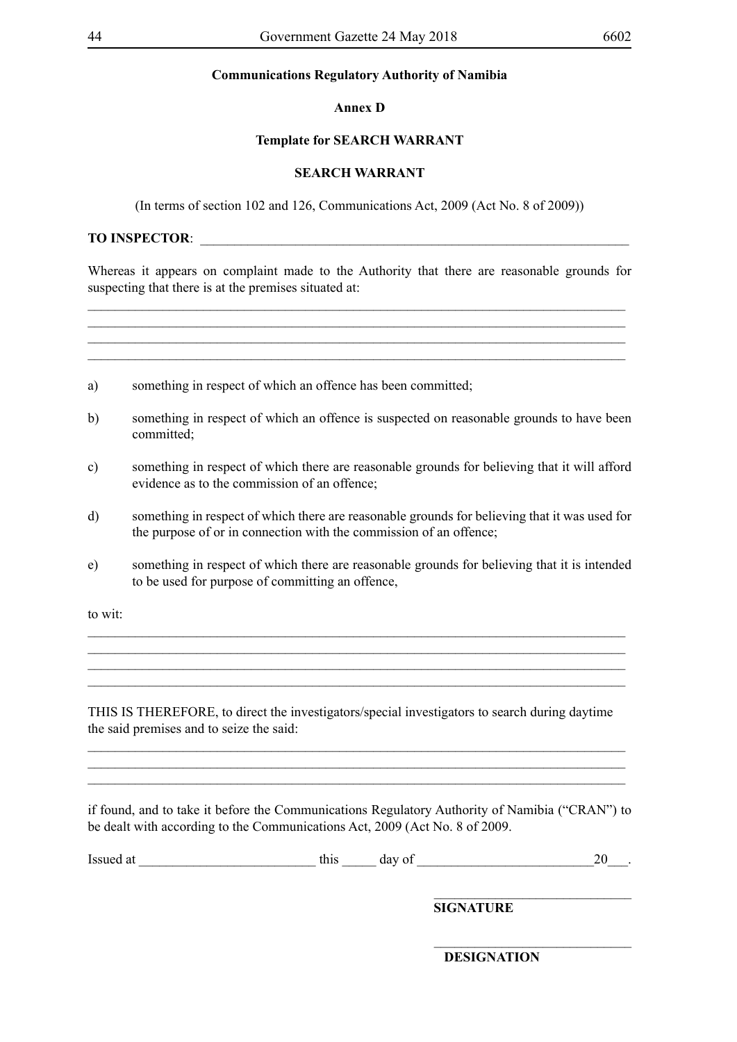**Communications Regulatory Authority of Namibia**

**Annex D**

**Template for SEARCH WARRANT**

**SEARCH WARRANT**

(In terms of section 102 and 126, Communications Act, 2009 (Act No. 8 of 2009))

**TO INSPECTOR**: ________________________________________________________________

Whereas it appears on complaint made to the Authority that there are reasonable grounds for suspecting that there is at the premises situated at:

________________________________________________________________________________
________________________________________________________________________________
________________________________________________________________________________
________________________________________________________________________________

a) something in respect of which an offence has been committed;

b) something in respect of which an offence is suspected on reasonable grounds to have been committed;

c) something in respect of which there are reasonable grounds for believing that it will afford evidence as to the commission of an offence;

d) something in respect of which there are reasonable grounds for believing that it was used for the purpose of or in connection with the commission of an offence;

e) something in respect of which there are reasonable grounds for believing that it is intended to be used for purpose of committing an offence,

to wit:

________________________________________________________________________________
________________________________________________________________________________
________________________________________________________________________________
________________________________________________________________________________

THIS IS THEREFORE, to direct the investigators/special investigators to search during daytime the said premises and to seize the said:

________________________________________________________________________________
________________________________________________________________________________
________________________________________________________________________________

if found, and to take it before the Communications Regulatory Authority of Namibia ("CRAN") to be dealt with according to the Communications Act, 2009 (Act No. 8 of 2009.

Issued at _________________________ this _____ day of _________________________20___.

_____________________________

**SIGNATURE**

_____________________________

**DESIGNATION**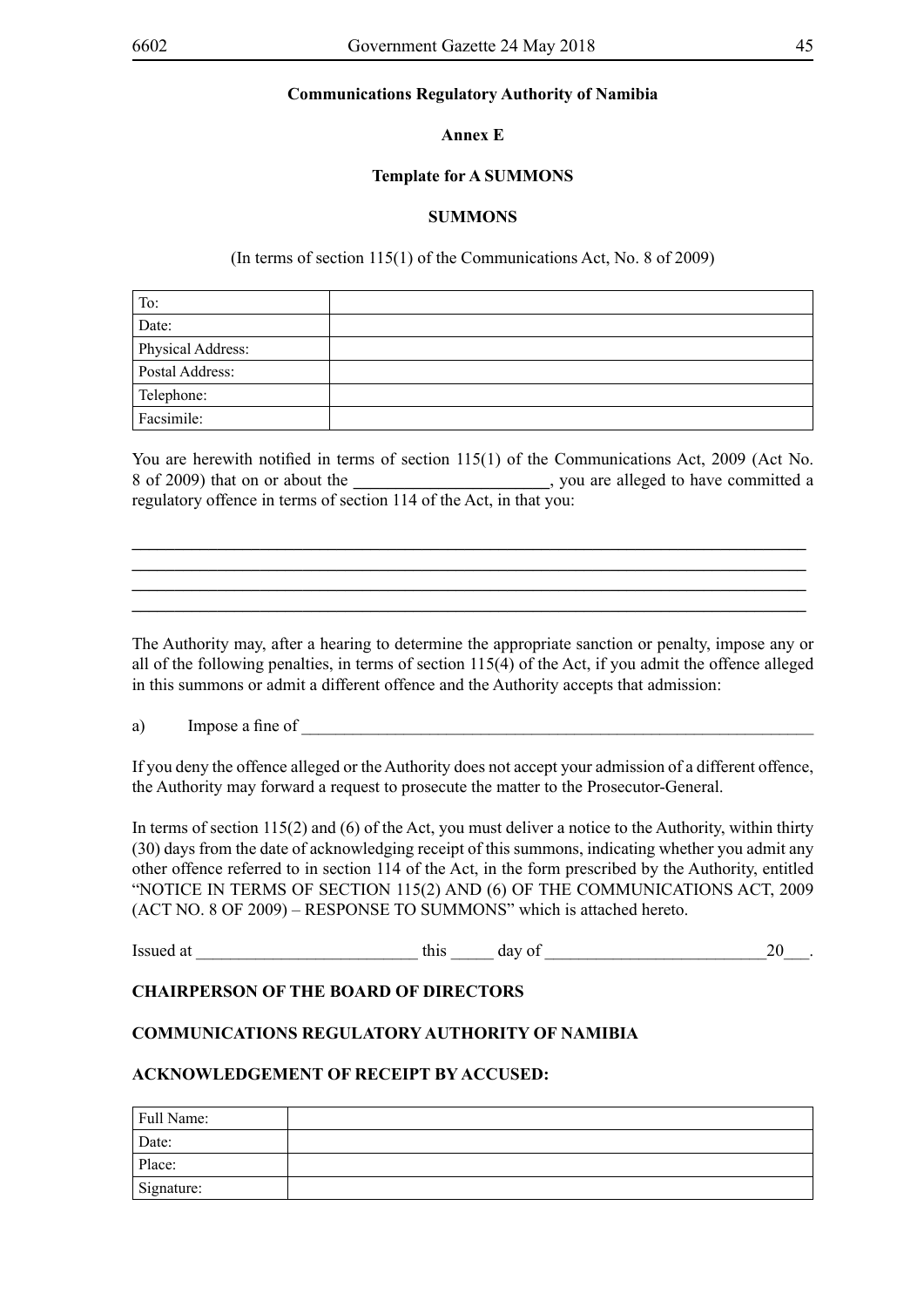**Communications Regulatory Authority of Namibia**

**Annex E**

**Template for A SUMMONS**

**SUMMONS**

(In terms of section 115(1) of the Communications Act, No. 8 of 2009)

| To: | |
|---|---|
| Date: | |
| Physical Address: | |
| Postal Address: | |
| Telephone: | |
| Facsimile: | |

You are herewith notified in terms of section 115(1) of the Communications Act, 2009 (Act No. 8 of 2009) that on or about the ______________________, you are alleged to have committed a regulatory offence in terms of section 114 of the Act, in that you:

________________________________________________________________________________
________________________________________________________________________________
________________________________________________________________________________
________________________________________________________________________________

The Authority may, after a hearing to determine the appropriate sanction or penalty, impose any or all of the following penalties, in terms of section 115(4) of the Act, if you admit the offence alleged in this summons or admit a different offence and the Authority accepts that admission:

a) Impose a fine of ______________________________________________________________

If you deny the offence alleged or the Authority does not accept your admission of a different offence, the Authority may forward a request to prosecute the matter to the Prosecutor-General.

In terms of section 115(2) and (6) of the Act, you must deliver a notice to the Authority, within thirty (30) days from the date of acknowledging receipt of this summons, indicating whether you admit any other offence referred to in section 114 of the Act, in the form prescribed by the Authority, entitled "NOTICE IN TERMS OF SECTION 115(2) AND (6) OF THE COMMUNICATIONS ACT, 2009 (ACT NO. 8 OF 2009) – RESPONSE TO SUMMONS" which is attached hereto.

Issued at __________________________ this _____ day of __________________________20___.

**CHAIRPERSON OF THE BOARD OF DIRECTORS**

**COMMUNICATIONS REGULATORY AUTHORITY OF NAMIBIA**

**ACKNOWLEDGEMENT OF RECEIPT BY ACCUSED:**

| Full Name: | |
|---|---|
| Date: | |
| Place: | |
| Signature: | |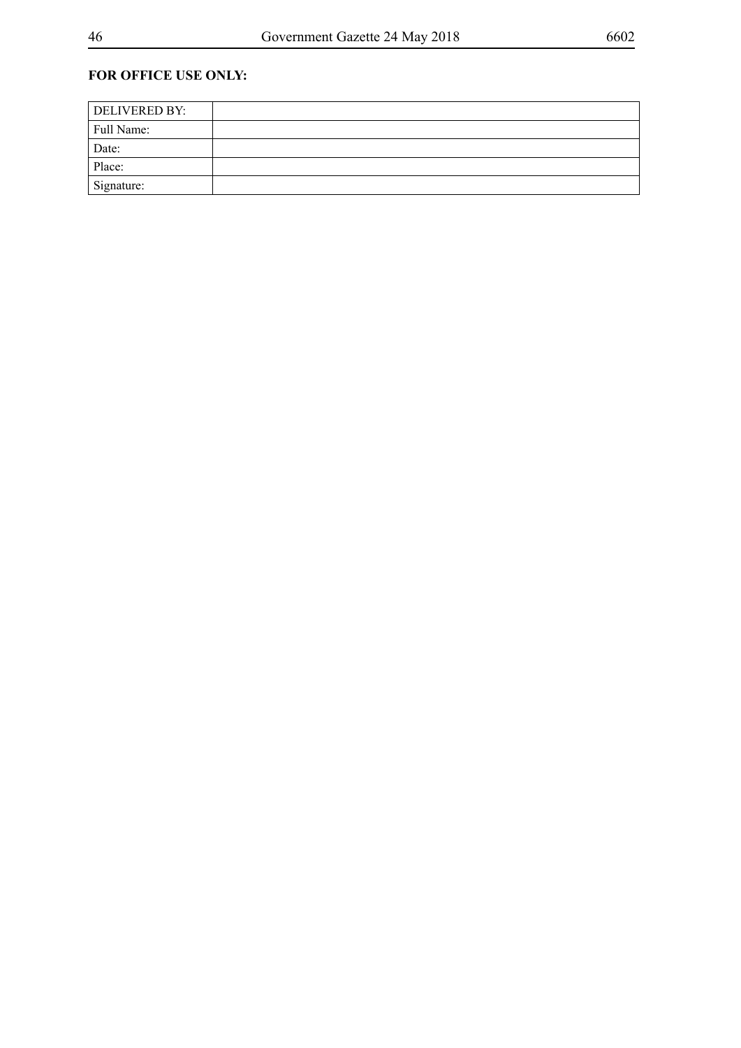**FOR OFFICE USE ONLY:**

| DELIVERED BY: | |
|---|---|
| Full Name: | |
| Date: | |
| Place: | |
| Signature: | |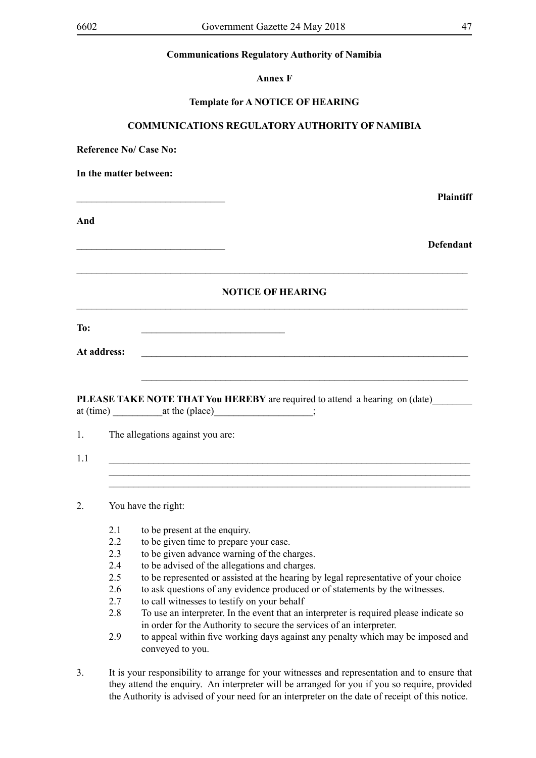**Communications Regulatory Authority of Namibia**

**Annex F**

**Template for A NOTICE OF HEARING**

**COMMUNICATIONS REGULATORY AUTHORITY OF NAMIBIA**

**Reference No/ Case No:**

**In the matter between:**

______________________________ **Plaintiff**

**And**

______________________________ **Defendant**

---

**NOTICE OF HEARING**

---

**To:** ______________________________

**At address:** ______________________________________________________________________

______________________________________________________________________

**PLEASE TAKE NOTE THAT You HEREBY** are required to attend a hearing on (date)________ at (time) __________at the (place)____________________;

1. The allegations against you are:

1.1 ______________________________________________________________________
______________________________________________________________________
______________________________________________________________________

2. You have the right:

   2.1 to be present at the enquiry.
   2.2 to be given time to prepare your case.
   2.3 to be given advance warning of the charges.
   2.4 to be advised of the allegations and charges.
   2.5 to be represented or assisted at the hearing by legal representative of your choice
   2.6 to ask questions of any evidence produced or of statements by the witnesses.
   2.7 to call witnesses to testify on your behalf
   2.8 To use an interpreter. In the event that an interpreter is required please indicate so in order for the Authority to secure the services of an interpreter.
   2.9 to appeal within five working days against any penalty which may be imposed and conveyed to you.

3. It is your responsibility to arrange for your witnesses and representation and to ensure that they attend the enquiry. An interpreter will be arranged for you if you so require, provided the Authority is advised of your need for an interpreter on the date of receipt of this notice.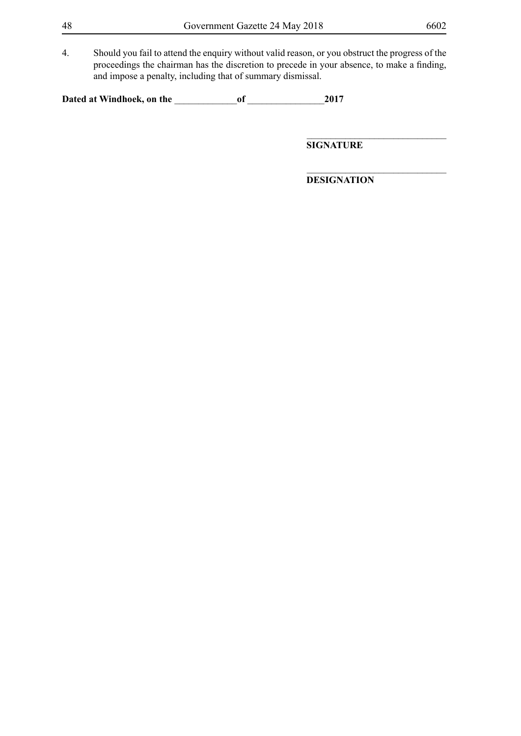4. Should you fail to attend the enquiry without valid reason, or you obstruct the progress of the proceedings the chairman has the discretion to precede in your absence, to make a finding, and impose a penalty, including that of summary dismissal.

**Dated at Windhoek, on the \_\_\_\_\_\_\_\_\_\_\_\_\_of \_\_\_\_\_\_\_\_\_\_\_\_\_\_\_\_2017**

\_\_\_\_\_\_\_\_\_\_\_\_\_\_\_\_\_\_\_\_\_\_\_\_\_\_\_\_\_\_

**SIGNATURE**

\_\_\_\_\_\_\_\_\_\_\_\_\_\_\_\_\_\_\_\_\_\_\_\_\_\_\_\_\_\_

**DESIGNATION**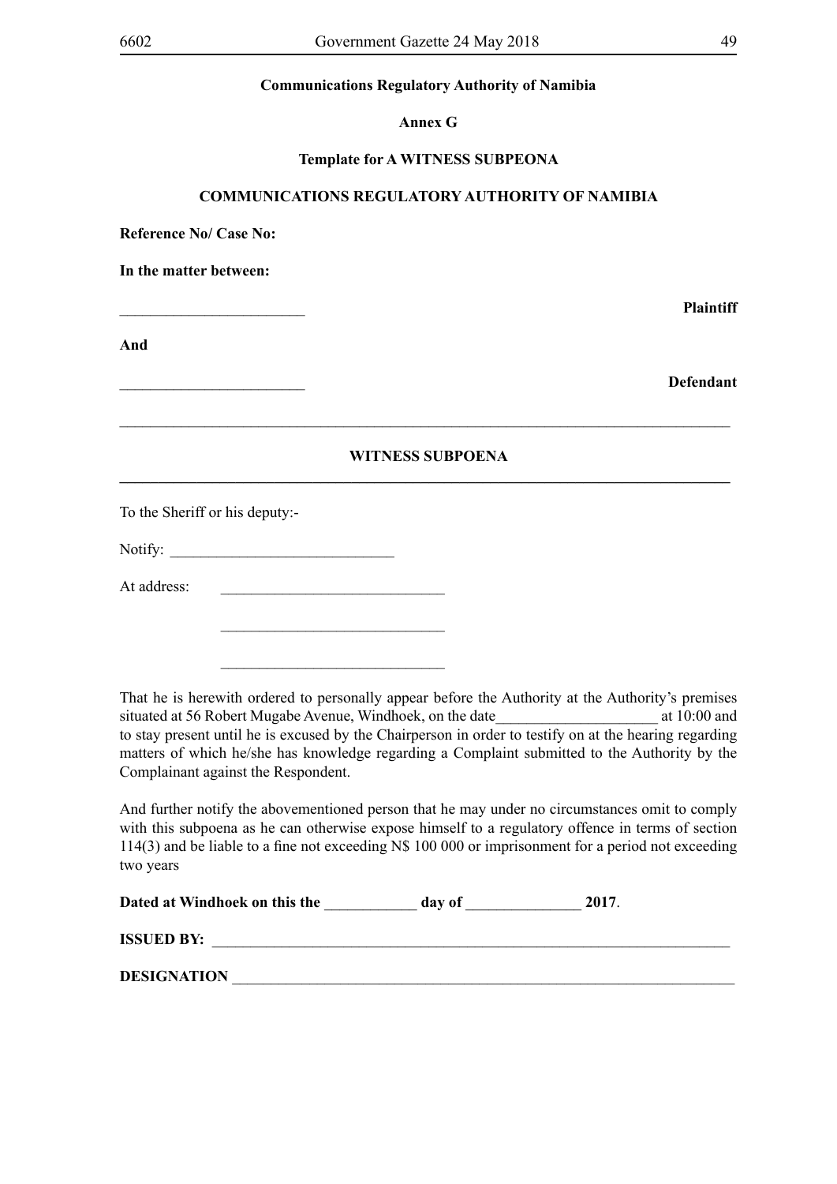**Communications Regulatory Authority of Namibia**

**Annex G**

**Template for A WITNESS SUBPEONA**

**COMMUNICATIONS REGULATORY AUTHORITY OF NAMIBIA**

**Reference No/ Case No:**

**In the matter between:**

________________________ **Plaintiff**

**And**

________________________ **Defendant**

---

**WITNESS SUBPOENA**

---

To the Sheriff or his deputy:-

Notify: _____________________________

At address: _____________________________

_____________________________

_____________________________

That he is herewith ordered to personally appear before the Authority at the Authority's premises situated at 56 Robert Mugabe Avenue, Windhoek, on the date_____________________ at 10:00 and to stay present until he is excused by the Chairperson in order to testify on at the hearing regarding matters of which he/she has knowledge regarding a Complaint submitted to the Authority by the Complainant against the Respondent.

And further notify the abovementioned person that he may under no circumstances omit to comply with this subpoena as he can otherwise expose himself to a regulatory offence in terms of section 114(3) and be liable to a fine not exceeding N$ 100 000 or imprisonment for a period not exceeding two years

**Dated at Windhoek on this the** ____________ **day of** _______________ **2017**.

**ISSUED BY:** ______________________________________________________________________

**DESIGNATION** ____________________________________________________________________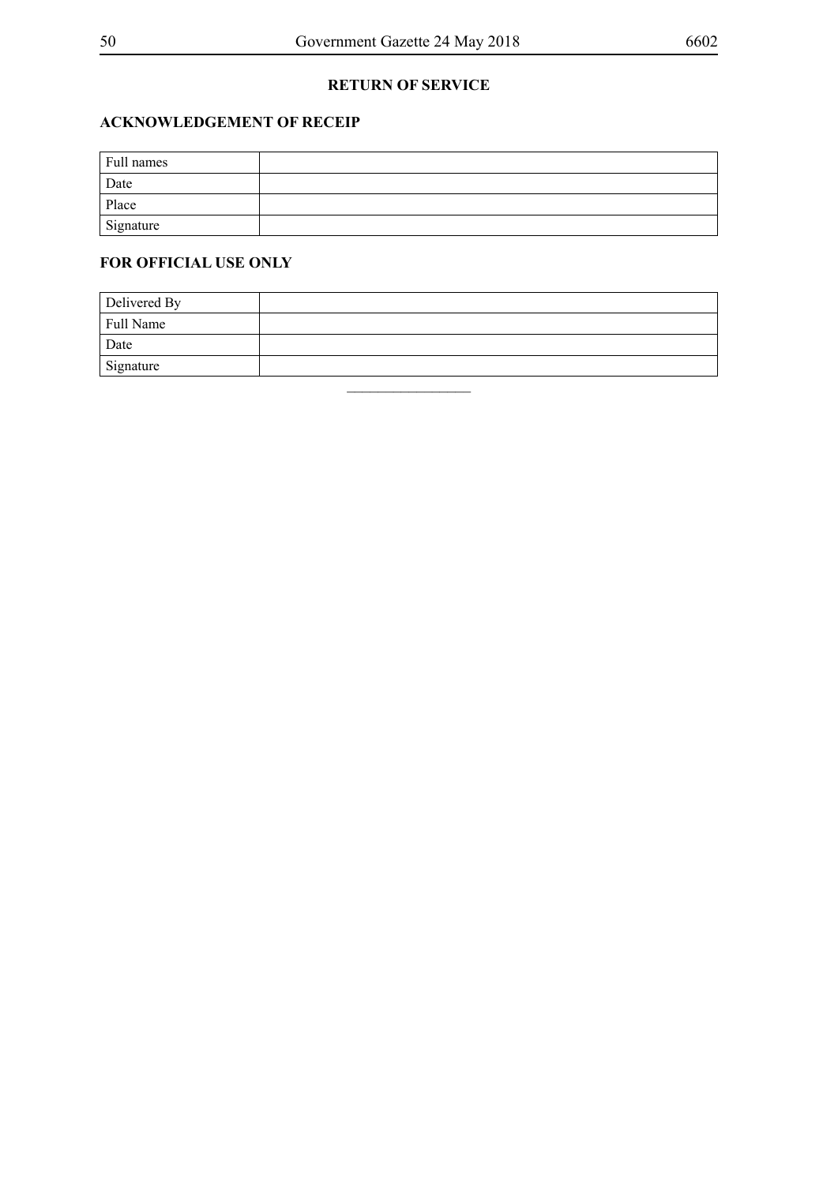**RETURN OF SERVICE**

**ACKNOWLEDGEMENT OF RECEIP**

| | |
|---|---|
| Full names | |
| Date | |
| Place | |
| Signature | |

**FOR OFFICIAL USE ONLY**

| | |
|---|---|
| Delivered By | |
| Full Name | |
| Date | |
| Signature | |

________________